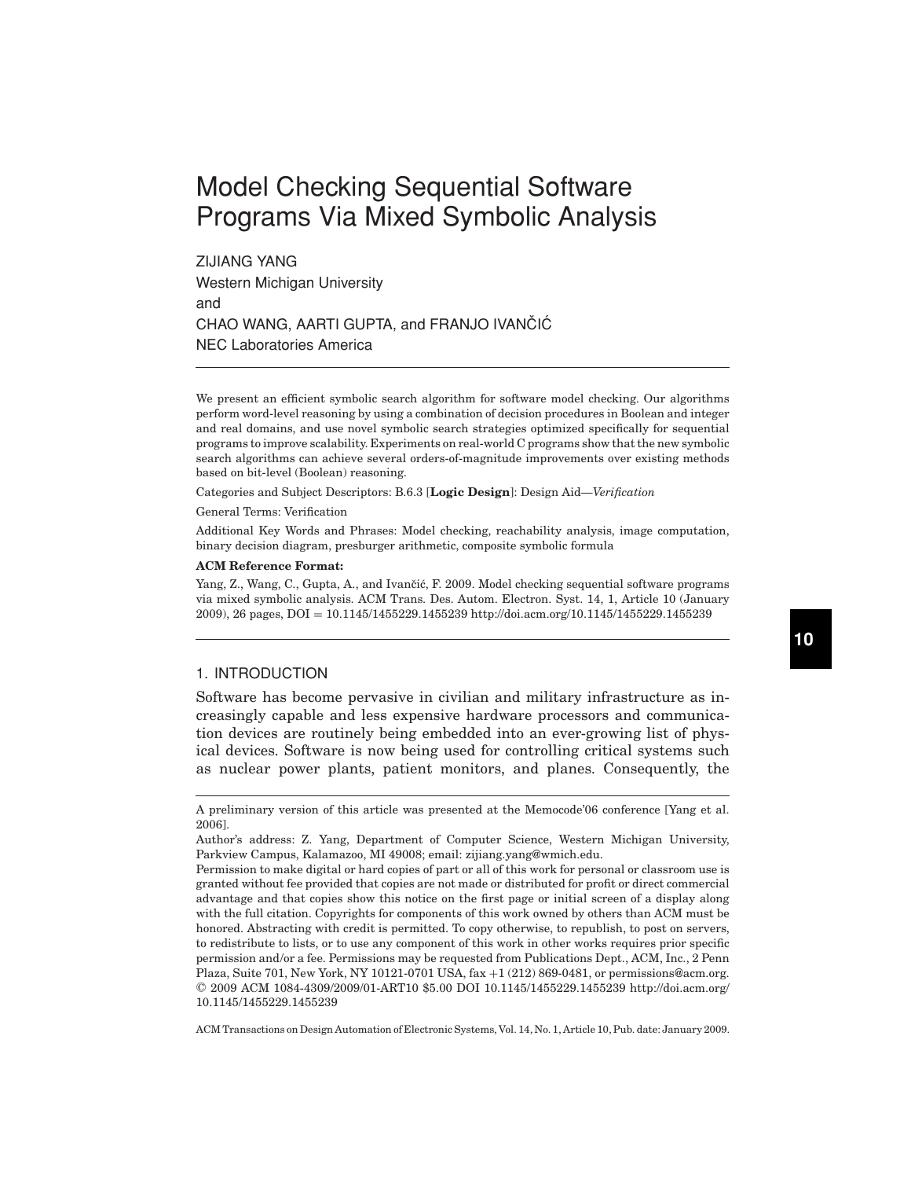# Model Checking Sequential Software Programs Via Mixed Symbolic Analysis

ZIJIANG YANG
Western Michigan University
and
CHAO WANG, AARTI GUPTA, and FRANJO IVANČIĆ
NEC Laboratories America

We present an efficient symbolic search algorithm for software model checking. Our algorithms perform word-level reasoning by using a combination of decision procedures in Boolean and integer and real domains, and use novel symbolic search strategies optimized specifically for sequential programs to improve scalability. Experiments on real-world C programs show that the new symbolic search algorithms can achieve several orders-of-magnitude improvements over existing methods based on bit-level (Boolean) reasoning.

Categories and Subject Descriptors: B.6.3 [**Logic Design**]: Design Aid—*Verification*

General Terms: Verification

Additional Key Words and Phrases: Model checking, reachability analysis, image computation, binary decision diagram, presburger arithmetic, composite symbolic formula

**ACM Reference Format:**

Yang, Z., Wang, C., Gupta, A., and Ivančić, F. 2009. Model checking sequential software programs via mixed symbolic analysis. ACM Trans. Des. Autom. Electron. Syst. 14, 1, Article 10 (January 2009), 26 pages, DOI = 10.1145/1455229.1455239 http://doi.acm.org/10.1145/1455229.1455239

## 1. INTRODUCTION

Software has become pervasive in civilian and military infrastructure as increasingly capable and less expensive hardware processors and communication devices are routinely being embedded into an ever-growing list of physical devices. Software is now being used for controlling critical systems such as nuclear power plants, patient monitors, and planes. Consequently, the

---

A preliminary version of this article was presented at the Memocode'06 conference [Yang et al. 2006].

Author's address: Z. Yang, Department of Computer Science, Western Michigan University, Parkview Campus, Kalamazoo, MI 49008; email: zijiang.yang@wmich.edu.

Permission to make digital or hard copies of part or all of this work for personal or classroom use is granted without fee provided that copies are not made or distributed for profit or direct commercial advantage and that copies show this notice on the first page or initial screen of a display along with the full citation. Copyrights for components of this work owned by others than ACM must be honored. Abstracting with credit is permitted. To copy otherwise, to republish, to post on servers, to redistribute to lists, or to use any component of this work in other works requires prior specific permission and/or a fee. Permissions may be requested from Publications Dept., ACM, Inc., 2 Penn Plaza, Suite 701, New York, NY 10121-0701 USA, fax +1 (212) 869-0481, or permissions@acm.org. © 2009 ACM 1084-4309/2009/01-ART10 $5.00 DOI 10.1145/1455229.1455239 http://doi.acm.org/10.1145/1455229.1455239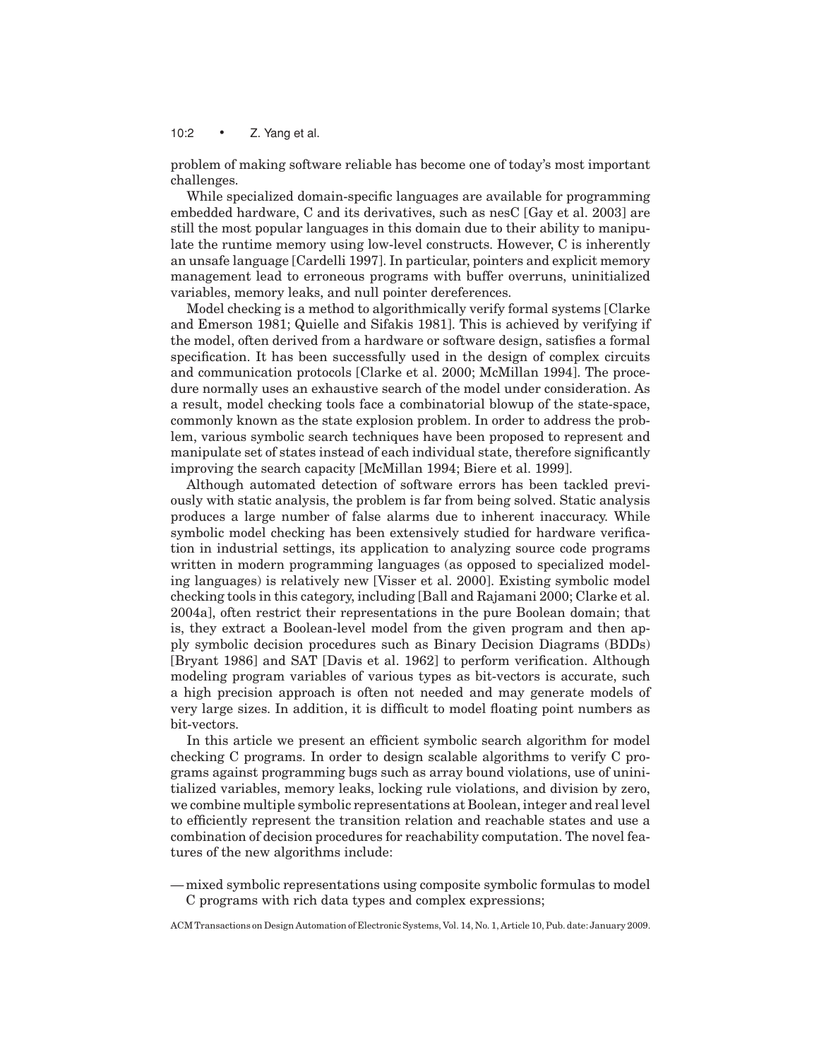problem of making software reliable has become one of today's most important challenges.

While specialized domain-specific languages are available for programming embedded hardware, C and its derivatives, such as nesC [Gay et al. 2003] are still the most popular languages in this domain due to their ability to manipulate the runtime memory using low-level constructs. However, C is inherently an unsafe language [Cardelli 1997]. In particular, pointers and explicit memory management lead to erroneous programs with buffer overruns, uninitialized variables, memory leaks, and null pointer dereferences.

Model checking is a method to algorithmically verify formal systems [Clarke and Emerson 1981; Quielle and Sifakis 1981]. This is achieved by verifying if the model, often derived from a hardware or software design, satisfies a formal specification. It has been successfully used in the design of complex circuits and communication protocols [Clarke et al. 2000; McMillan 1994]. The procedure normally uses an exhaustive search of the model under consideration. As a result, model checking tools face a combinatorial blowup of the state-space, commonly known as the state explosion problem. In order to address the problem, various symbolic search techniques have been proposed to represent and manipulate set of states instead of each individual state, therefore significantly improving the search capacity [McMillan 1994; Biere et al. 1999].

Although automated detection of software errors has been tackled previously with static analysis, the problem is far from being solved. Static analysis produces a large number of false alarms due to inherent inaccuracy. While symbolic model checking has been extensively studied for hardware verification in industrial settings, its application to analyzing source code programs written in modern programming languages (as opposed to specialized modeling languages) is relatively new [Visser et al. 2000]. Existing symbolic model checking tools in this category, including [Ball and Rajamani 2000; Clarke et al. 2004a], often restrict their representations in the pure Boolean domain; that is, they extract a Boolean-level model from the given program and then apply symbolic decision procedures such as Binary Decision Diagrams (BDDs) [Bryant 1986] and SAT [Davis et al. 1962] to perform verification. Although modeling program variables of various types as bit-vectors is accurate, such a high precision approach is often not needed and may generate models of very large sizes. In addition, it is difficult to model floating point numbers as bit-vectors.

In this article we present an efficient symbolic search algorithm for model checking C programs. In order to design scalable algorithms to verify C programs against programming bugs such as array bound violations, use of uninitialized variables, memory leaks, locking rule violations, and division by zero, we combine multiple symbolic representations at Boolean, integer and real level to efficiently represent the transition relation and reachable states and use a combination of decision procedures for reachability computation. The novel features of the new algorithms include:

— mixed symbolic representations using composite symbolic formulas to model C programs with rich data types and complex expressions;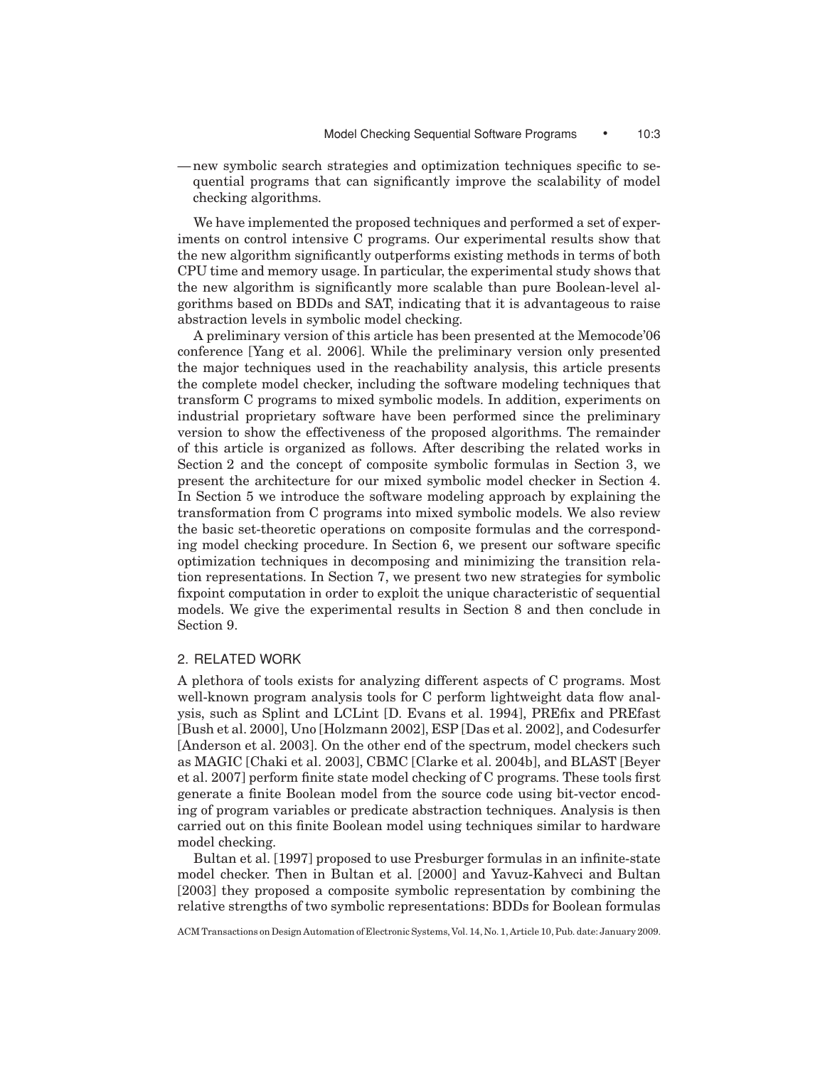— new symbolic search strategies and optimization techniques specific to sequential programs that can significantly improve the scalability of model checking algorithms.

We have implemented the proposed techniques and performed a set of experiments on control intensive C programs. Our experimental results show that the new algorithm significantly outperforms existing methods in terms of both CPU time and memory usage. In particular, the experimental study shows that the new algorithm is significantly more scalable than pure Boolean-level algorithms based on BDDs and SAT, indicating that it is advantageous to raise abstraction levels in symbolic model checking.

A preliminary version of this article has been presented at the Memocode'06 conference [Yang et al. 2006]. While the preliminary version only presented the major techniques used in the reachability analysis, this article presents the complete model checker, including the software modeling techniques that transform C programs to mixed symbolic models. In addition, experiments on industrial proprietary software have been performed since the preliminary version to show the effectiveness of the proposed algorithms. The remainder of this article is organized as follows. After describing the related works in Section 2 and the concept of composite symbolic formulas in Section 3, we present the architecture for our mixed symbolic model checker in Section 4. In Section 5 we introduce the software modeling approach by explaining the transformation from C programs into mixed symbolic models. We also review the basic set-theoretic operations on composite formulas and the corresponding model checking procedure. In Section 6, we present our software specific optimization techniques in decomposing and minimizing the transition relation representations. In Section 7, we present two new strategies for symbolic fixpoint computation in order to exploit the unique characteristic of sequential models. We give the experimental results in Section 8 and then conclude in Section 9.

## 2. RELATED WORK

A plethora of tools exists for analyzing different aspects of C programs. Most well-known program analysis tools for C perform lightweight data flow analysis, such as Splint and LCLint [D. Evans et al. 1994], PREfix and PREfast [Bush et al. 2000], Uno [Holzmann 2002], ESP [Das et al. 2002], and Codesurfer [Anderson et al. 2003]. On the other end of the spectrum, model checkers such as MAGIC [Chaki et al. 2003], CBMC [Clarke et al. 2004b], and BLAST [Beyer et al. 2007] perform finite state model checking of C programs. These tools first generate a finite Boolean model from the source code using bit-vector encoding of program variables or predicate abstraction techniques. Analysis is then carried out on this finite Boolean model using techniques similar to hardware model checking.

Bultan et al. [1997] proposed to use Presburger formulas in an infinite-state model checker. Then in Bultan et al. [2000] and Yavuz-Kahveci and Bultan [2003] they proposed a composite symbolic representation by combining the relative strengths of two symbolic representations: BDDs for Boolean formulas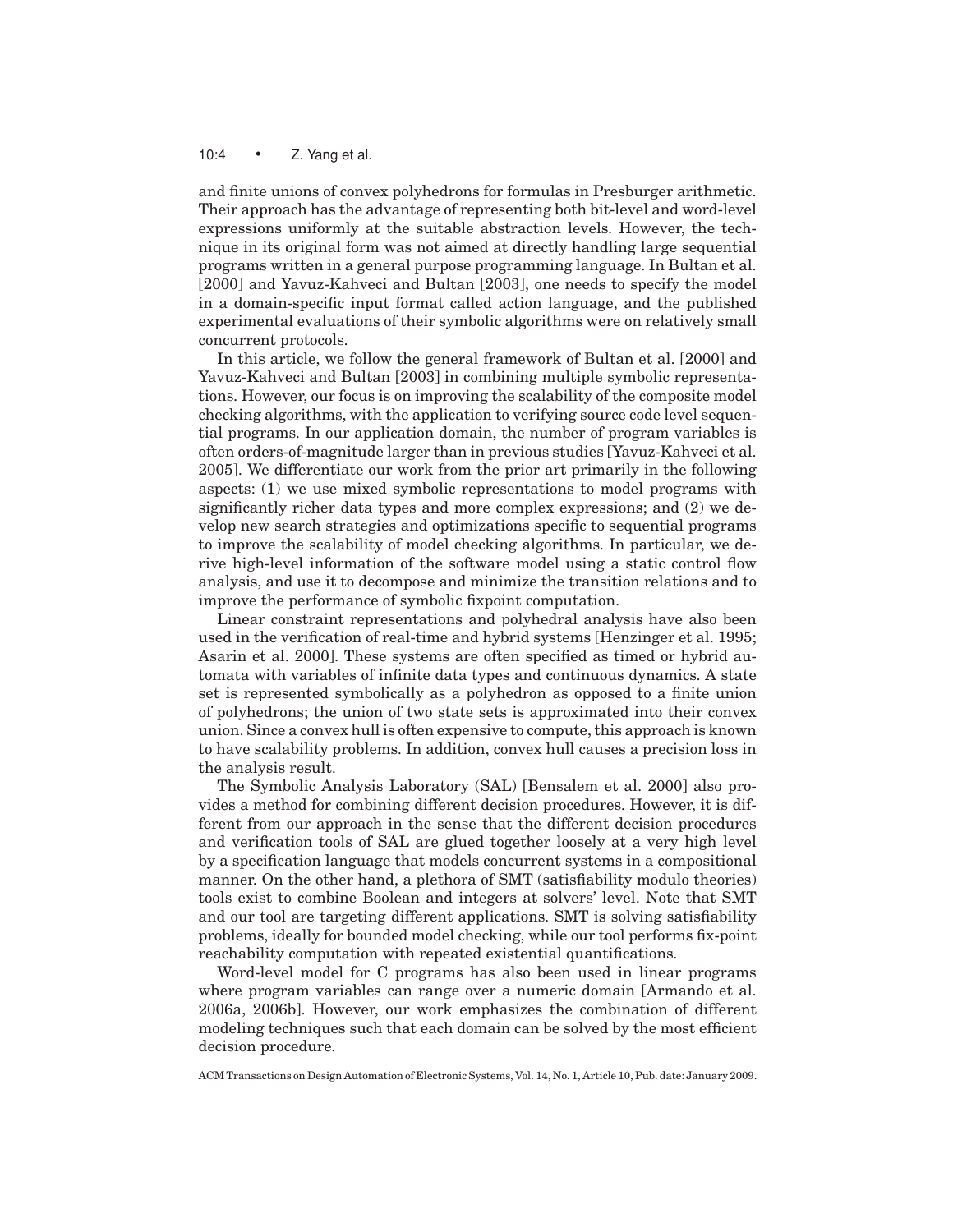and finite unions of convex polyhedrons for formulas in Presburger arithmetic. Their approach has the advantage of representing both bit-level and word-level expressions uniformly at the suitable abstraction levels. However, the technique in its original form was not aimed at directly handling large sequential programs written in a general purpose programming language. In Bultan et al. [2000] and Yavuz-Kahveci and Bultan [2003], one needs to specify the model in a domain-specific input format called action language, and the published experimental evaluations of their symbolic algorithms were on relatively small concurrent protocols.

In this article, we follow the general framework of Bultan et al. [2000] and Yavuz-Kahveci and Bultan [2003] in combining multiple symbolic representations. However, our focus is on improving the scalability of the composite model checking algorithms, with the application to verifying source code level sequential programs. In our application domain, the number of program variables is often orders-of-magnitude larger than in previous studies [Yavuz-Kahveci et al. 2005]. We differentiate our work from the prior art primarily in the following aspects: (1) we use mixed symbolic representations to model programs with significantly richer data types and more complex expressions; and (2) we develop new search strategies and optimizations specific to sequential programs to improve the scalability of model checking algorithms. In particular, we derive high-level information of the software model using a static control flow analysis, and use it to decompose and minimize the transition relations and to improve the performance of symbolic fixpoint computation.

Linear constraint representations and polyhedral analysis have also been used in the verification of real-time and hybrid systems [Henzinger et al. 1995; Asarin et al. 2000]. These systems are often specified as timed or hybrid automata with variables of infinite data types and continuous dynamics. A state set is represented symbolically as a polyhedron as opposed to a finite union of polyhedrons; the union of two state sets is approximated into their convex union. Since a convex hull is often expensive to compute, this approach is known to have scalability problems. In addition, convex hull causes a precision loss in the analysis result.

The Symbolic Analysis Laboratory (SAL) [Bensalem et al. 2000] also provides a method for combining different decision procedures. However, it is different from our approach in the sense that the different decision procedures and verification tools of SAL are glued together loosely at a very high level by a specification language that models concurrent systems in a compositional manner. On the other hand, a plethora of SMT (satisfiability modulo theories) tools exist to combine Boolean and integers at solvers' level. Note that SMT and our tool are targeting different applications. SMT is solving satisfiability problems, ideally for bounded model checking, while our tool performs fix-point reachability computation with repeated existential quantifications.

Word-level model for C programs has also been used in linear programs where program variables can range over a numeric domain [Armando et al. 2006a, 2006b]. However, our work emphasizes the combination of different modeling techniques such that each domain can be solved by the most efficient decision procedure.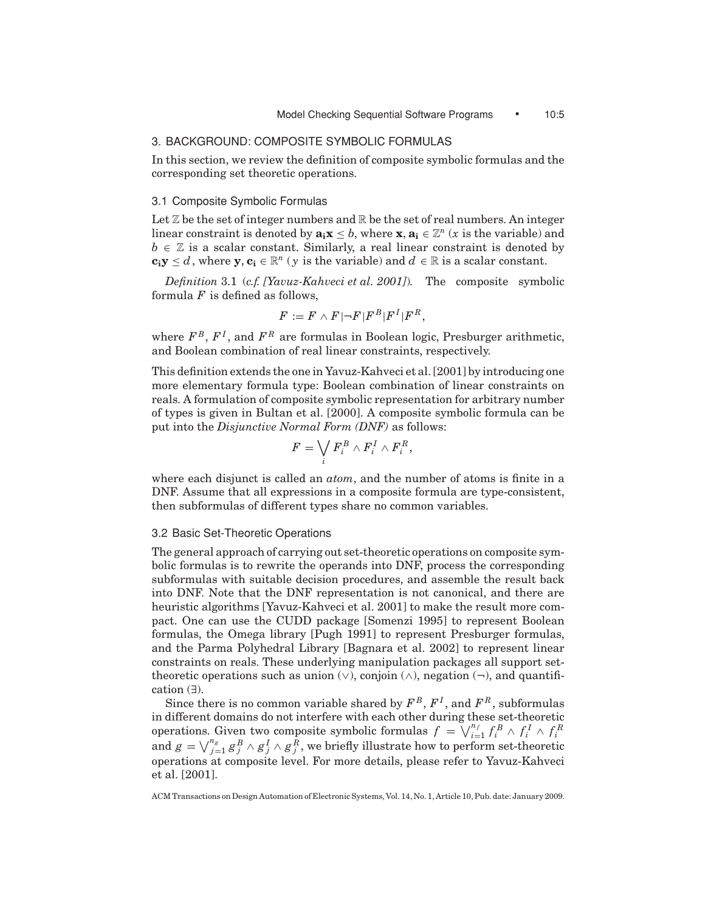## 3. BACKGROUND: COMPOSITE SYMBOLIC FORMULAS

In this section, we review the definition of composite symbolic formulas and the corresponding set theoretic operations.

### 3.1 Composite Symbolic Formulas

Let $\mathbb{Z}$ be the set of integer numbers and $\mathbb{R}$ be the set of real numbers. An integer linear constraint is denoted by $\mathbf{a_i x} \leq b$, where $\mathbf{x}, \mathbf{a_i} \in \mathbb{Z}^n$ ($x$ is the variable) and $b \in \mathbb{Z}$ is a scalar constant. Similarly, a real linear constraint is denoted by $\mathbf{c_i y} \leq d$, where $\mathbf{y}, \mathbf{c_i} \in \mathbb{R}^n$ ($y$ is the variable) and $d \in \mathbb{R}$ is a scalar constant.

*Definition* 3.1 (*c.f. [Yavuz-Kahveci et al. 2001]*). The composite symbolic formula $F$ is defined as follows,

$$F := F \wedge F | \neg F | F^B | F^I | F^R,$$

where $F^B$, $F^I$, and $F^R$ are formulas in Boolean logic, Presburger arithmetic, and Boolean combination of real linear constraints, respectively.

This definition extends the one in Yavuz-Kahveci et al. [2001] by introducing one more elementary formula type: Boolean combination of linear constraints on reals. A formulation of composite symbolic representation for arbitrary number of types is given in Bultan et al. [2000]. A composite symbolic formula can be put into the *Disjunctive Normal Form (DNF)* as follows:

$$F = \bigvee_i F_i^B \wedge F_i^I \wedge F_i^R,$$

where each disjunct is called an *atom*, and the number of atoms is finite in a DNF. Assume that all expressions in a composite formula are type-consistent, then subformulas of different types share no common variables.

### 3.2 Basic Set-Theoretic Operations

The general approach of carrying out set-theoretic operations on composite symbolic formulas is to rewrite the operands into DNF, process the corresponding subformulas with suitable decision procedures, and assemble the result back into DNF. Note that the DNF representation is not canonical, and there are heuristic algorithms [Yavuz-Kahveci et al. 2001] to make the result more compact. One can use the CUDD package [Somenzi 1995] to represent Boolean formulas, the Omega library [Pugh 1991] to represent Presburger formulas, and the Parma Polyhedral Library [Bagnara et al. 2002] to represent linear constraints on reals. These underlying manipulation packages all support set-theoretic operations such as union ($\vee$), conjoin ($\wedge$), negation ($\neg$), and quantification ($\exists$).

Since there is no common variable shared by $F^B$, $F^I$, and $F^R$, subformulas in different domains do not interfere with each other during these set-theoretic operations. Given two composite symbolic formulas $f = \bigvee_{i=1}^{n_f} f_i^B \wedge f_i^I \wedge f_i^R$ and $g = \bigvee_{j=1}^{n_g} g_j^B \wedge g_j^I \wedge g_j^R$, we briefly illustrate how to perform set-theoretic operations at composite level. For more details, please refer to Yavuz-Kahveci et al. [2001].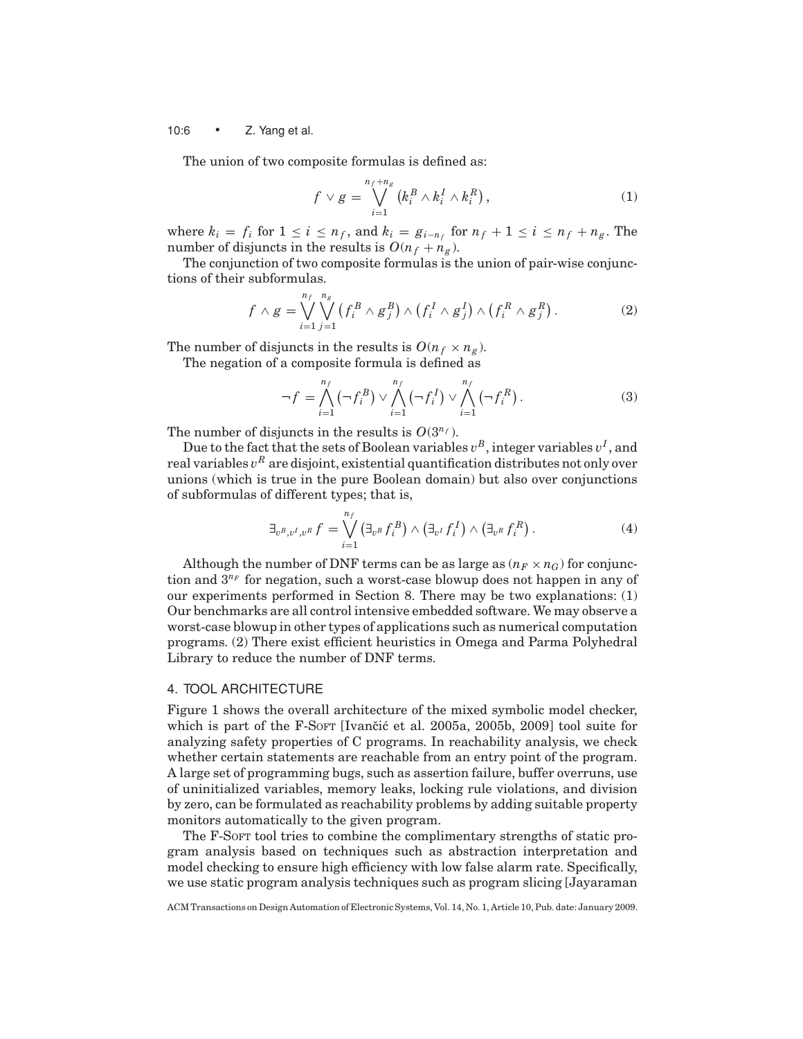The union of two composite formulas is defined as:

$$f \vee g = \bigvee_{i=1}^{n_f+n_g} \left(k_i^B \wedge k_i^I \wedge k_i^R\right), \tag{1}$$

where $k_i = f_i$ for $1 \leq i \leq n_f$, and $k_i = g_{i-n_f}$ for $n_f + 1 \leq i \leq n_f + n_g$. The number of disjuncts in the results is $O(n_f + n_g)$.

The conjunction of two composite formulas is the union of pair-wise conjunctions of their subformulas.

$$f \wedge g = \bigvee_{i=1}^{n_f} \bigvee_{j=1}^{n_g} \left(f_i^B \wedge g_j^B\right) \wedge \left(f_i^I \wedge g_j^I\right) \wedge \left(f_i^R \wedge g_j^R\right). \tag{2}$$

The number of disjuncts in the results is $O(n_f \times n_g)$.

The negation of a composite formula is defined as

$$\neg f = \bigwedge_{i=1}^{n_f} \left(\neg f_i^B\right) \vee \bigwedge_{i=1}^{n_f} \left(\neg f_i^I\right) \vee \bigwedge_{i=1}^{n_f} \left(\neg f_i^R\right). \tag{3}$$

The number of disjuncts in the results is $O(3^{n_f})$.

Due to the fact that the sets of Boolean variables $v^B$, integer variables $v^I$, and real variables $v^R$ are disjoint, existential quantification distributes not only over unions (which is true in the pure Boolean domain) but also over conjunctions of subformulas of different types; that is,

$$\exists_{v^B, v^I, v^R} f = \bigvee_{i=1}^{n_f} \left(\exists_{v^B} f_i^B\right) \wedge \left(\exists_{v^I} f_i^I\right) \wedge \left(\exists_{v^R} f_i^R\right). \tag{4}$$

Although the number of DNF terms can be as large as $(n_F \times n_G)$ for conjunction and $3^{n_F}$ for negation, such a worst-case blowup does not happen in any of our experiments performed in Section 8. There may be two explanations: (1) Our benchmarks are all control intensive embedded software. We may observe a worst-case blowup in other types of applications such as numerical computation programs. (2) There exist efficient heuristics in Omega and Parma Polyhedral Library to reduce the number of DNF terms.

## 4. TOOL ARCHITECTURE

Figure 1 shows the overall architecture of the mixed symbolic model checker, which is part of the F-Soft [Ivančić et al. 2005a, 2005b, 2009] tool suite for analyzing safety properties of C programs. In reachability analysis, we check whether certain statements are reachable from an entry point of the program. A large set of programming bugs, such as assertion failure, buffer overruns, use of uninitialized variables, memory leaks, locking rule violations, and division by zero, can be formulated as reachability problems by adding suitable property monitors automatically to the given program.

The F-Soft tool tries to combine the complimentary strengths of static program analysis based on techniques such as abstraction interpretation and model checking to ensure high efficiency with low false alarm rate. Specifically, we use static program analysis techniques such as program slicing [Jayaraman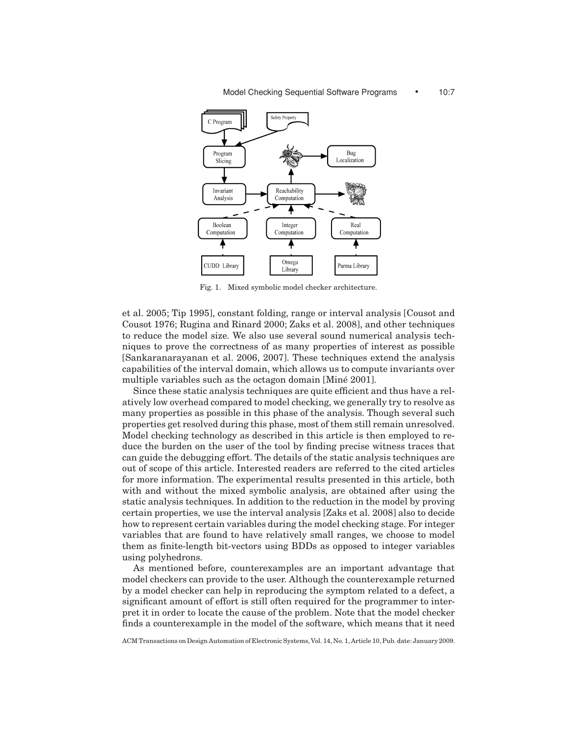C Program

Safety Property

Program Slicing

Bug Localization

Invariant Analysis

Reachability Computation

Boolean Computation

Integer Computation

Real Computation

CUDD Library

Omega Library

Parma Library

Fig. 1. Mixed symbolic model checker architecture.

et al. 2005; Tip 1995], constant folding, range or interval analysis [Cousot and Cousot 1976; Rugina and Rinard 2000; Zaks et al. 2008], and other techniques to reduce the model size. We also use several sound numerical analysis techniques to prove the correctness of as many properties of interest as possible [Sankaranarayanan et al. 2006, 2007]. These techniques extend the analysis capabilities of the interval domain, which allows us to compute invariants over multiple variables such as the octagon domain [Miné 2001].

Since these static analysis techniques are quite efficient and thus have a relatively low overhead compared to model checking, we generally try to resolve as many properties as possible in this phase of the analysis. Though several such properties get resolved during this phase, most of them still remain unresolved. Model checking technology as described in this article is then employed to reduce the burden on the user of the tool by finding precise witness traces that can guide the debugging effort. The details of the static analysis techniques are out of scope of this article. Interested readers are referred to the cited articles for more information. The experimental results presented in this article, both with and without the mixed symbolic analysis, are obtained after using the static analysis techniques. In addition to the reduction in the model by proving certain properties, we use the interval analysis [Zaks et al. 2008] also to decide how to represent certain variables during the model checking stage. For integer variables that are found to have relatively small ranges, we choose to model them as finite-length bit-vectors using BDDs as opposed to integer variables using polyhedrons.

As mentioned before, counterexamples are an important advantage that model checkers can provide to the user. Although the counterexample returned by a model checker can help in reproducing the symptom related to a defect, a significant amount of effort is still often required for the programmer to interpret it in order to locate the cause of the problem. Note that the model checker finds a counterexample in the model of the software, which means that it need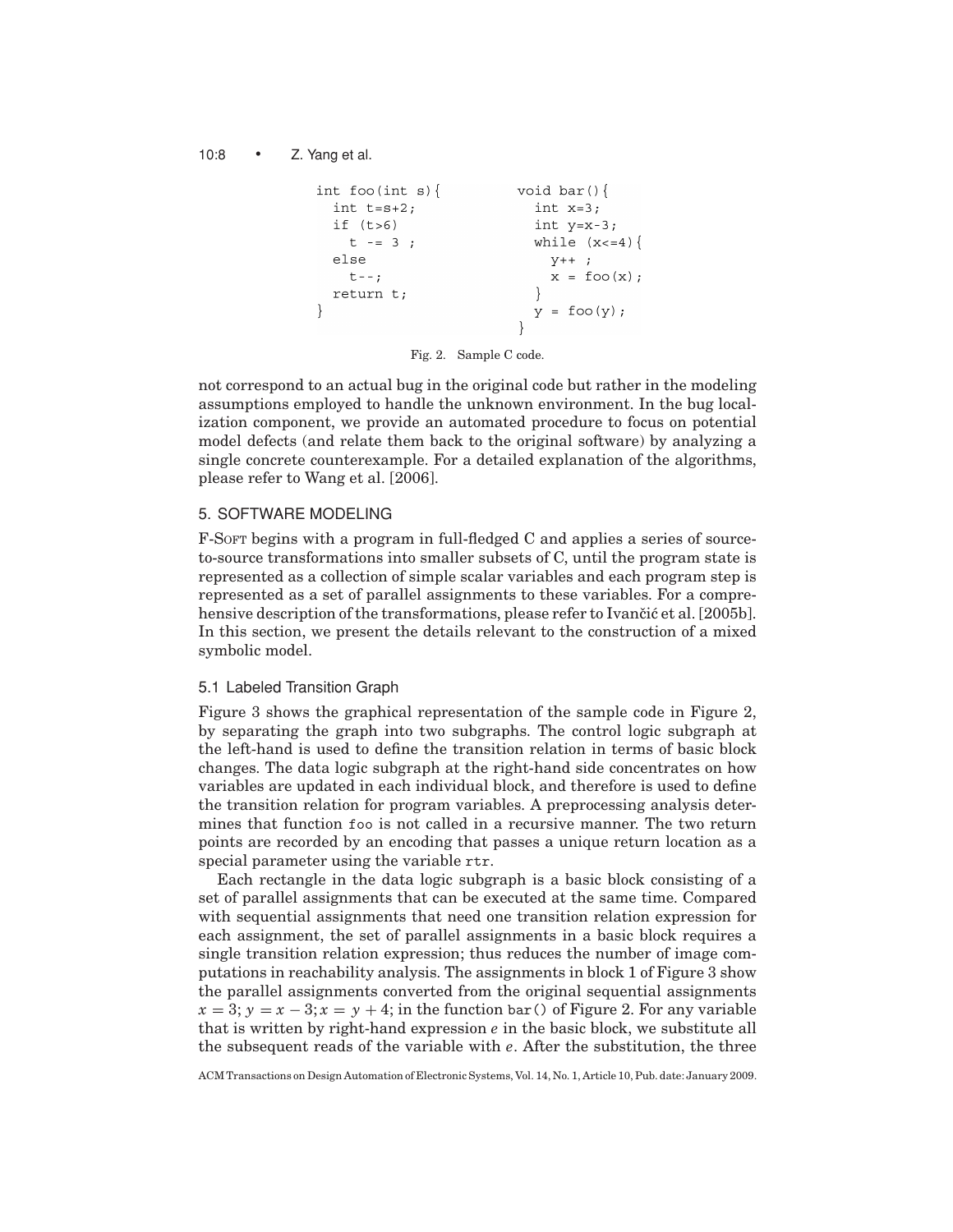```
int foo(int s){
  int t=s+2;
  if (t>6)
    t -= 3 ;
  else
    t--;
  return t;
}
```

```
void bar(){
  int x=3;
  int y=x-3;
  while (x<=4){
    y++ ;
    x = foo(x);
  }
  y = foo(y);
}
```

Fig. 2. Sample C code.

not correspond to an actual bug in the original code but rather in the modeling assumptions employed to handle the unknown environment. In the bug localization component, we provide an automated procedure to focus on potential model defects (and relate them back to the original software) by analyzing a single concrete counterexample. For a detailed explanation of the algorithms, please refer to Wang et al. [2006].

## 5. SOFTWARE MODELING

F-Soft begins with a program in full-fledged C and applies a series of source-to-source transformations into smaller subsets of C, until the program state is represented as a collection of simple scalar variables and each program step is represented as a set of parallel assignments to these variables. For a comprehensive description of the transformations, please refer to Ivančić et al. [2005b]. In this section, we present the details relevant to the construction of a mixed symbolic model.

### 5.1 Labeled Transition Graph

Figure 3 shows the graphical representation of the sample code in Figure 2, by separating the graph into two subgraphs. The control logic subgraph at the left-hand is used to define the transition relation in terms of basic block changes. The data logic subgraph at the right-hand side concentrates on how variables are updated in each individual block, and therefore is used to define the transition relation for program variables. A preprocessing analysis determines that function `foo` is not called in a recursive manner. The two return points are recorded by an encoding that passes a unique return location as a special parameter using the variable `rtr`.

Each rectangle in the data logic subgraph is a basic block consisting of a set of parallel assignments that can be executed at the same time. Compared with sequential assignments that need one transition relation expression for each assignment, the set of parallel assignments in a basic block requires a single transition relation expression; thus reduces the number of image computations in reachability analysis. The assignments in block 1 of Figure 3 show the parallel assignments converted from the original sequential assignments $x = 3; y = x - 3; x = y + 4;$ in the function `bar()` of Figure 2. For any variable that is written by right-hand expression $e$ in the basic block, we substitute all the subsequent reads of the variable with $e$. After the substitution, the three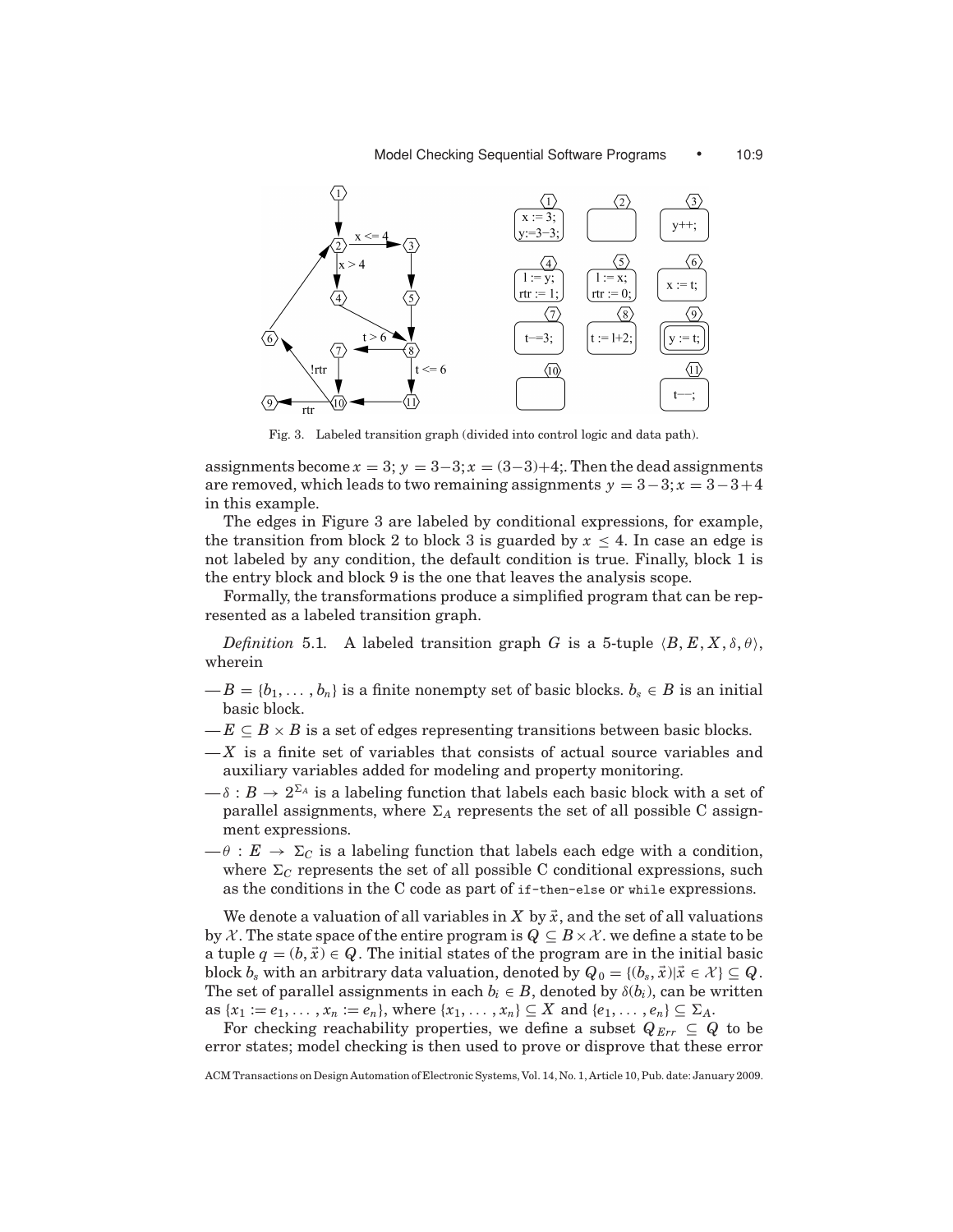Fig. 3. Labeled transition graph (divided into control logic and data path).

assignments become $x = 3$; $y = 3-3$; $x = (3-3)+4$;. Then the dead assignments are removed, which leads to two remaining assignments $y = 3-3; x = 3-3+4$ in this example.

The edges in Figure 3 are labeled by conditional expressions, for example, the transition from block 2 to block 3 is guarded by $x \leq 4$. In case an edge is not labeled by any condition, the default condition is true. Finally, block 1 is the entry block and block 9 is the one that leaves the analysis scope.

Formally, the transformations produce a simplified program that can be represented as a labeled transition graph.

*Definition* 5.1. A labeled transition graph $G$ is a 5-tuple $\langle B, E, X, \delta, \theta \rangle$, wherein

— $B = \{b_1, \ldots, b_n\}$ is a finite nonempty set of basic blocks. $b_s \in B$ is an initial basic block.

— $E \subseteq B \times B$ is a set of edges representing transitions between basic blocks.

— $X$ is a finite set of variables that consists of actual source variables and auxiliary variables added for modeling and property monitoring.

— $\delta : B \to 2^{\Sigma_A}$ is a labeling function that labels each basic block with a set of parallel assignments, where $\Sigma_A$ represents the set of all possible C assignment expressions.

— $\theta : E \to \Sigma_C$ is a labeling function that labels each edge with a condition, where $\Sigma_C$ represents the set of all possible C conditional expressions, such as the conditions in the C code as part of `if-then-else` or `while` expressions.

We denote a valuation of all variables in $X$ by $\vec{x}$, and the set of all valuations by $\mathcal{X}$. The state space of the entire program is $Q \subseteq B \times \mathcal{X}$. we define a state to be a tuple $q = (b, \vec{x}) \in Q$. The initial states of the program are in the initial basic block $b_s$ with an arbitrary data valuation, denoted by $Q_0 = \{(b_s, \vec{x}) | \vec{x} \in \mathcal{X}\} \subseteq Q$. The set of parallel assignments in each $b_i \in B$, denoted by $\delta(b_i)$, can be written as $\{x_1 := e_1, \ldots, x_n := e_n\}$, where $\{x_1, \ldots, x_n\} \subseteq X$ and $\{e_1, \ldots, e_n\} \subseteq \Sigma_A$.

For checking reachability properties, we define a subset $Q_{Err} \subseteq Q$ to be error states; model checking is then used to prove or disprove that these error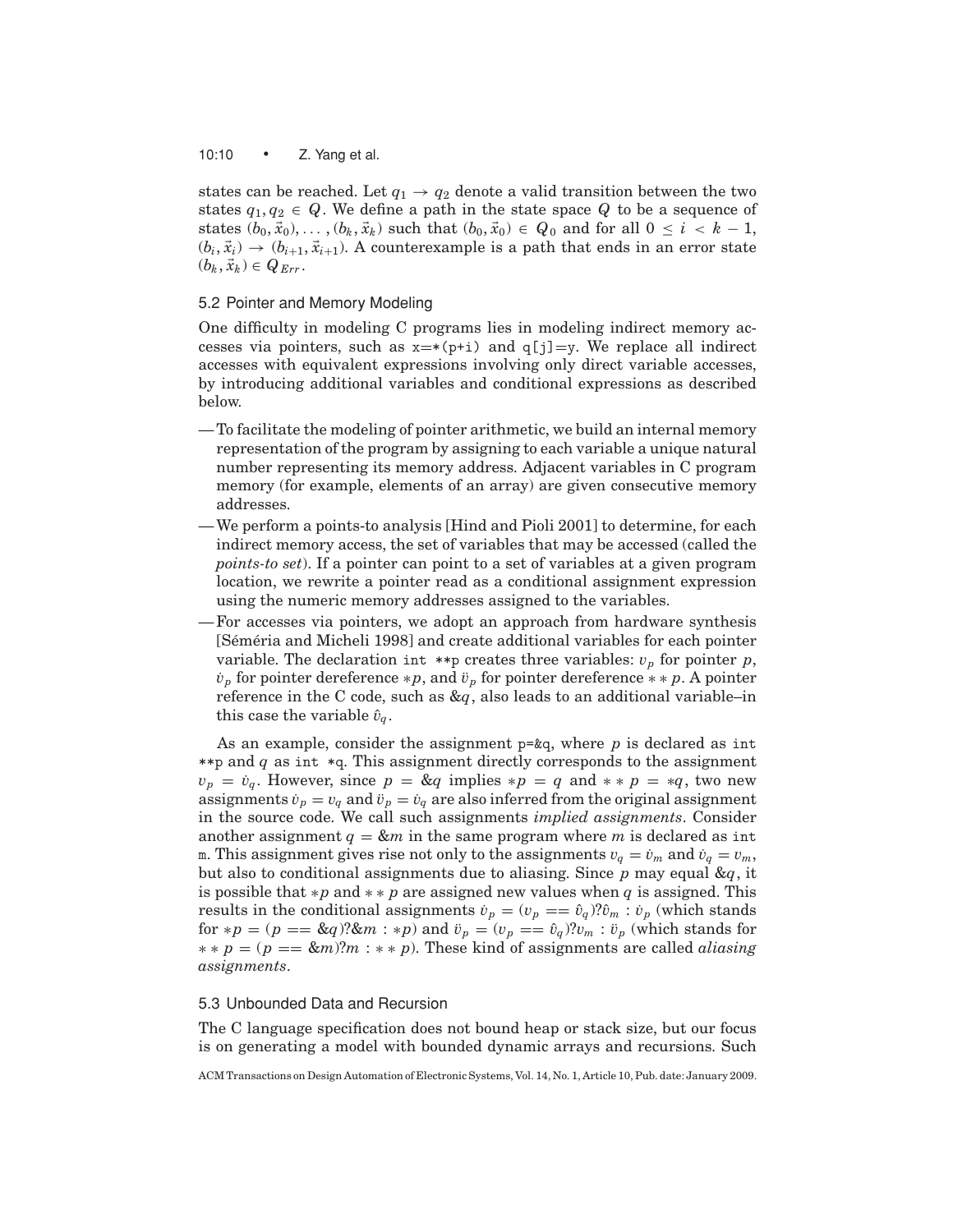states can be reached. Let $q_1 \rightarrow q_2$ denote a valid transition between the two states $q_1, q_2 \in Q$. We define a path in the state space $Q$ to be a sequence of states $(b_0, \vec{x}_0), \ldots, (b_k, \vec{x}_k)$ such that $(b_0, \vec{x}_0) \in Q_0$ and for all $0 \leq i < k-1$, $(b_i, \vec{x}_i) \rightarrow (b_{i+1}, \vec{x}_{i+1})$. A counterexample is a path that ends in an error state $(b_k, \vec{x}_k) \in Q_{Err}$.

### 5.2 Pointer and Memory Modeling

One difficulty in modeling C programs lies in modeling indirect memory accesses via pointers, such as `x=*(p+i)` and `q[j]=y`. We replace all indirect accesses with equivalent expressions involving only direct variable accesses, by introducing additional variables and conditional expressions as described below.

- To facilitate the modeling of pointer arithmetic, we build an internal memory representation of the program by assigning to each variable a unique natural number representing its memory address. Adjacent variables in C program memory (for example, elements of an array) are given consecutive memory addresses.
- We perform a points-to analysis [Hind and Pioli 2001] to determine, for each indirect memory access, the set of variables that may be accessed (called the *points-to set*). If a pointer can point to a set of variables at a given program location, we rewrite a pointer read as a conditional assignment expression using the numeric memory addresses assigned to the variables.
- For accesses via pointers, we adopt an approach from hardware synthesis [Séméria and Micheli 1998] and create additional variables for each pointer variable. The declaration `int **p` creates three variables: $v_p$ for pointer $p$, $\dot{v}_p$ for pointer dereference $*p$, and $\ddot{v}_p$ for pointer dereference $**p$. A pointer reference in the C code, such as $\&q$, also leads to an additional variable–in this case the variable $\hat{v}_q$.

As an example, consider the assignment `p=&q`, where $p$ is declared as `int **p` and $q$ as `int *q`. This assignment directly corresponds to the assignment $v_p = \hat{v}_q$. However, since $p = \&q$ implies $*p = q$ and $**p = *q$, two new assignments $\dot{v}_p = v_q$ and $\ddot{v}_p = \dot{v}_q$ are also inferred from the original assignment in the source code. We call such assignments *implied assignments*. Consider another assignment $q = \&m$ in the same program where $m$ is declared as `int m`. This assignment gives rise not only to the assignments $v_q = \hat{v}_m$ and $\dot{v}_q = v_m$, but also to conditional assignments due to aliasing. Since $p$ may equal $\&q$, it is possible that $*p$ and $**p$ are assigned new values when $q$ is assigned. This results in the conditional assignments $\dot{v}_p = (v_p == \hat{v}_q)?\hat{v}_m : \dot{v}_p$ (which stands for $*p = (p == \&q)?\&m : *p$) and $\ddot{v}_p = (v_p == \hat{v}_q)?v_m : \ddot{v}_p$ (which stands for $**p = (p == \&m)?m : **p$). These kind of assignments are called *aliasing assignments*.

### 5.3 Unbounded Data and Recursion

The C language specification does not bound heap or stack size, but our focus is on generating a model with bounded dynamic arrays and recursions. Such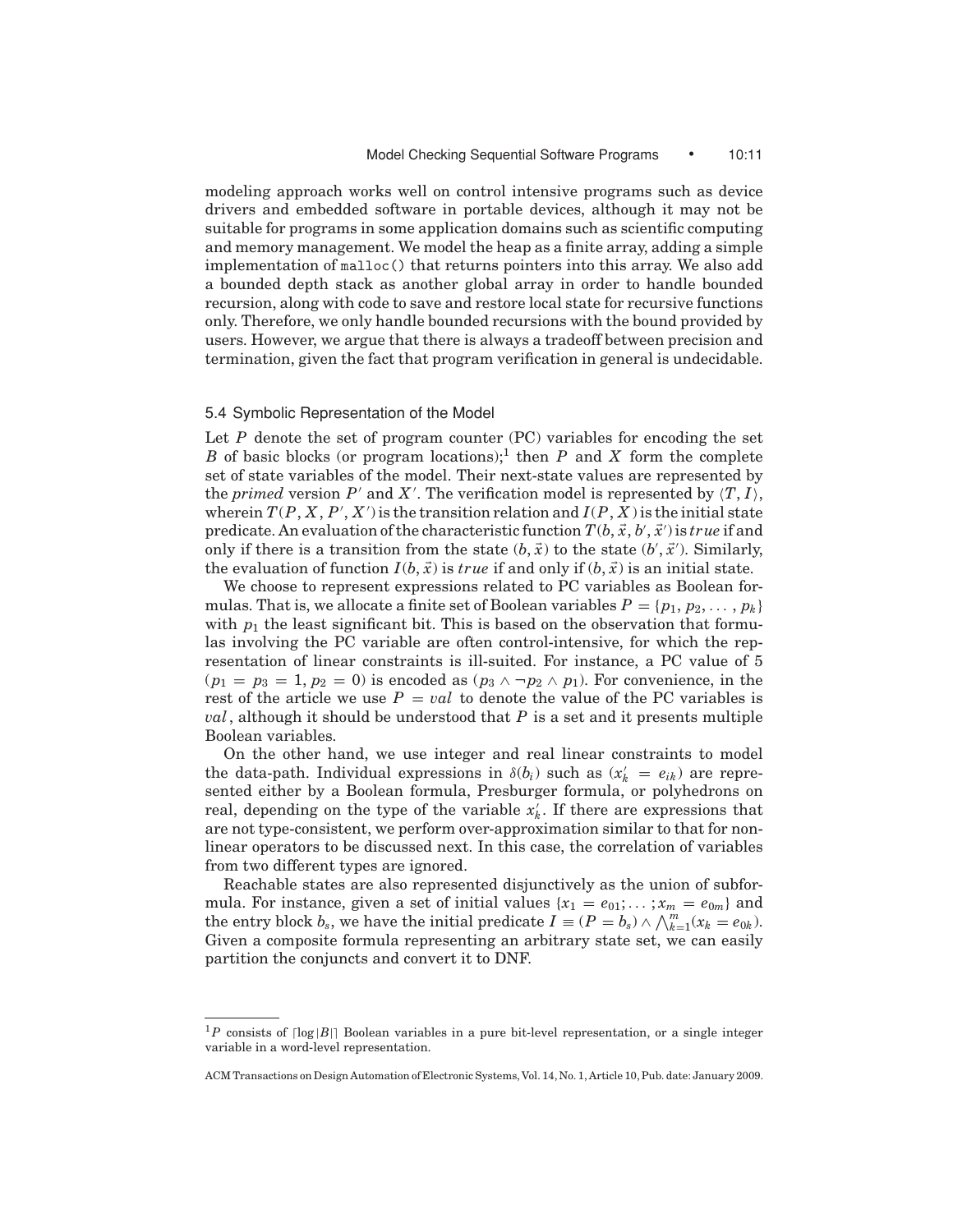modeling approach works well on control intensive programs such as device drivers and embedded software in portable devices, although it may not be suitable for programs in some application domains such as scientific computing and memory management. We model the heap as a finite array, adding a simple implementation of `malloc()` that returns pointers into this array. We also add a bounded depth stack as another global array in order to handle bounded recursion, along with code to save and restore local state for recursive functions only. Therefore, we only handle bounded recursions with the bound provided by users. However, we argue that there is always a tradeoff between precision and termination, given the fact that program verification in general is undecidable.

### 5.4 Symbolic Representation of the Model

Let $P$ denote the set of program counter (PC) variables for encoding the set $B$ of basic blocks (or program locations);[1] then $P$ and $X$ form the complete set of state variables of the model. Their next-state values are represented by the *primed* version $P'$ and $X'$. The verification model is represented by $\langle T, I \rangle$, wherein $T(P, X, P', X')$ is the transition relation and $I(P, X)$ is the initial state predicate. An evaluation of the characteristic function $T(b, \vec{x}, b', \vec{x}')$ is $true$ if and only if there is a transition from the state $(b, \vec{x})$ to the state $(b', \vec{x}')$. Similarly, the evaluation of function $I(b, \vec{x})$ is $true$ if and only if $(b, \vec{x})$ is an initial state.

We choose to represent expressions related to PC variables as Boolean formulas. That is, we allocate a finite set of Boolean variables $P = \{p_1, p_2, \ldots, p_k\}$ with $p_1$ the least significant bit. This is based on the observation that formulas involving the PC variable are often control-intensive, for which the representation of linear constraints is ill-suited. For instance, a PC value of 5 ($p_1 = p_3 = 1, p_2 = 0$) is encoded as ($p_3 \wedge \neg p_2 \wedge p_1$). For convenience, in the rest of the article we use $P = val$ to denote the value of the PC variables is $val$, although it should be understood that $P$ is a set and it presents multiple Boolean variables.

On the other hand, we use integer and real linear constraints to model the data-path. Individual expressions in $\delta(b_i)$ such as $(x'_k = e_{ik})$ are represented either by a Boolean formula, Presburger formula, or polyhedrons on real, depending on the type of the variable $x'_k$. If there are expressions that are not type-consistent, we perform over-approximation similar to that for nonlinear operators to be discussed next. In this case, the correlation of variables from two different types are ignored.

Reachable states are also represented disjunctively as the union of subformula. For instance, given a set of initial values $\{x_1 = e_{01}; \ldots; x_m = e_{0m}\}$ and the entry block $b_s$, we have the initial predicate $I \equiv (P = b_s) \wedge \bigwedge_{k=1}^{m}(x_k = e_{0k})$. Given a composite formula representing an arbitrary state set, we can easily partition the conjuncts and convert it to DNF.

---

[1] $P$ consists of $\lceil \log |B| \rceil$ Boolean variables in a pure bit-level representation, or a single integer variable in a word-level representation.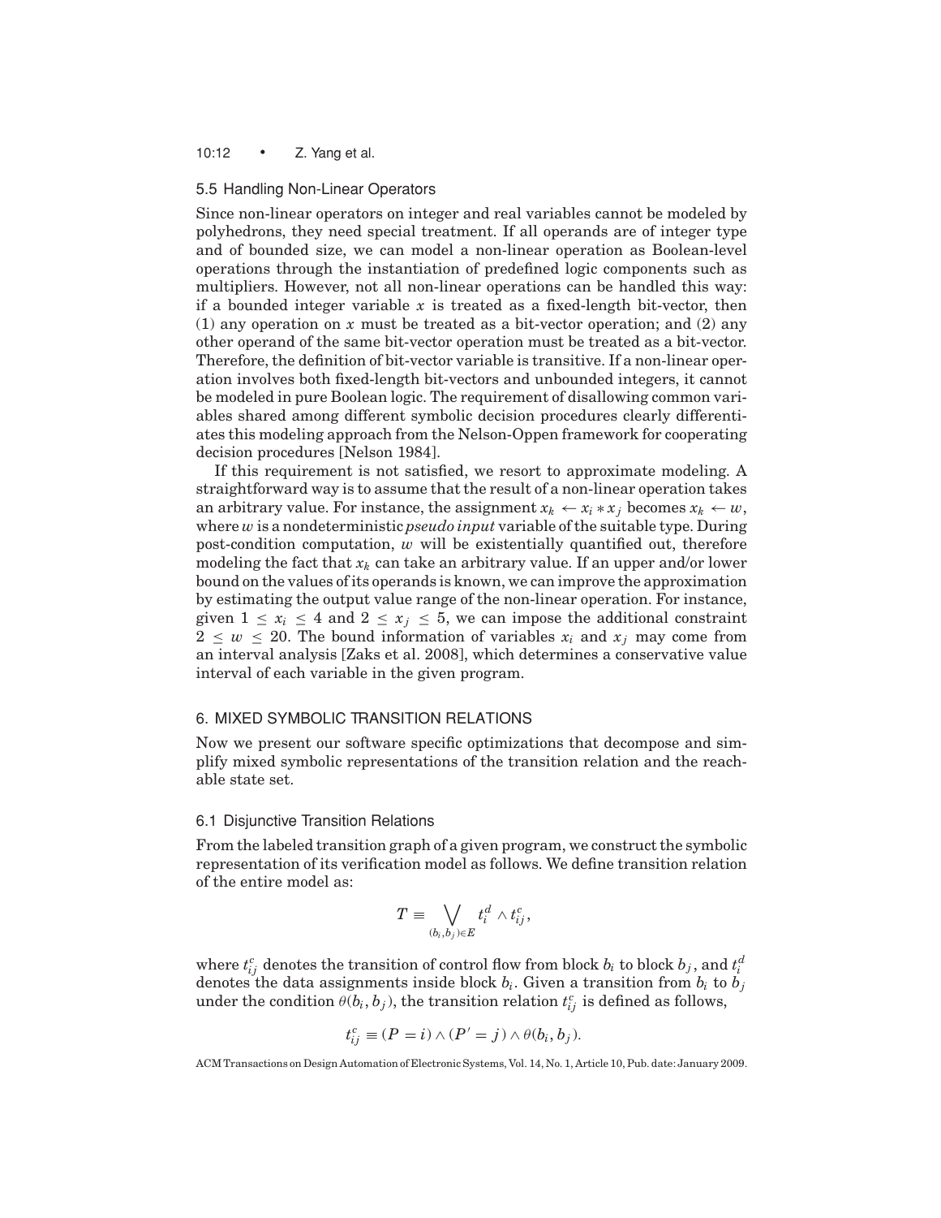### 5.5 Handling Non-Linear Operators

Since non-linear operators on integer and real variables cannot be modeled by polyhedrons, they need special treatment. If all operands are of integer type and of bounded size, we can model a non-linear operation as Boolean-level operations through the instantiation of predefined logic components such as multipliers. However, not all non-linear operations can be handled this way: if a bounded integer variable $x$ is treated as a fixed-length bit-vector, then (1) any operation on $x$ must be treated as a bit-vector operation; and (2) any other operand of the same bit-vector operation must be treated as a bit-vector. Therefore, the definition of bit-vector variable is transitive. If a non-linear operation involves both fixed-length bit-vectors and unbounded integers, it cannot be modeled in pure Boolean logic. The requirement of disallowing common variables shared among different symbolic decision procedures clearly differentiates this modeling approach from the Nelson-Oppen framework for cooperating decision procedures [Nelson 1984].

If this requirement is not satisfied, we resort to approximate modeling. A straightforward way is to assume that the result of a non-linear operation takes an arbitrary value. For instance, the assignment $x_k \leftarrow x_i * x_j$ becomes $x_k \leftarrow w$, where $w$ is a nondeterministic *pseudo input* variable of the suitable type. During post-condition computation, $w$ will be existentially quantified out, therefore modeling the fact that $x_k$ can take an arbitrary value. If an upper and/or lower bound on the values of its operands is known, we can improve the approximation by estimating the output value range of the non-linear operation. For instance, given $1 \leq x_i \leq 4$ and $2 \leq x_j \leq 5$, we can impose the additional constraint $2 \leq w \leq 20$. The bound information of variables $x_i$ and $x_j$ may come from an interval analysis [Zaks et al. 2008], which determines a conservative value interval of each variable in the given program.

## 6. MIXED SYMBOLIC TRANSITION RELATIONS

Now we present our software specific optimizations that decompose and simplify mixed symbolic representations of the transition relation and the reachable state set.

### 6.1 Disjunctive Transition Relations

From the labeled transition graph of a given program, we construct the symbolic representation of its verification model as follows. We define transition relation of the entire model as:

$$T \equiv \bigvee_{(b_i, b_j) \in E} t_i^d \wedge t_{ij}^c,$$

where $t_{ij}^c$ denotes the transition of control flow from block $b_i$ to block $b_j$, and $t_i^d$ denotes the data assignments inside block $b_i$. Given a transition from $b_i$ to $b_j$ under the condition $\theta(b_i, b_j)$, the transition relation $t_{ij}^c$ is defined as follows,

$$t_{ij}^c \equiv (P = i) \wedge (P' = j) \wedge \theta(b_i, b_j).$$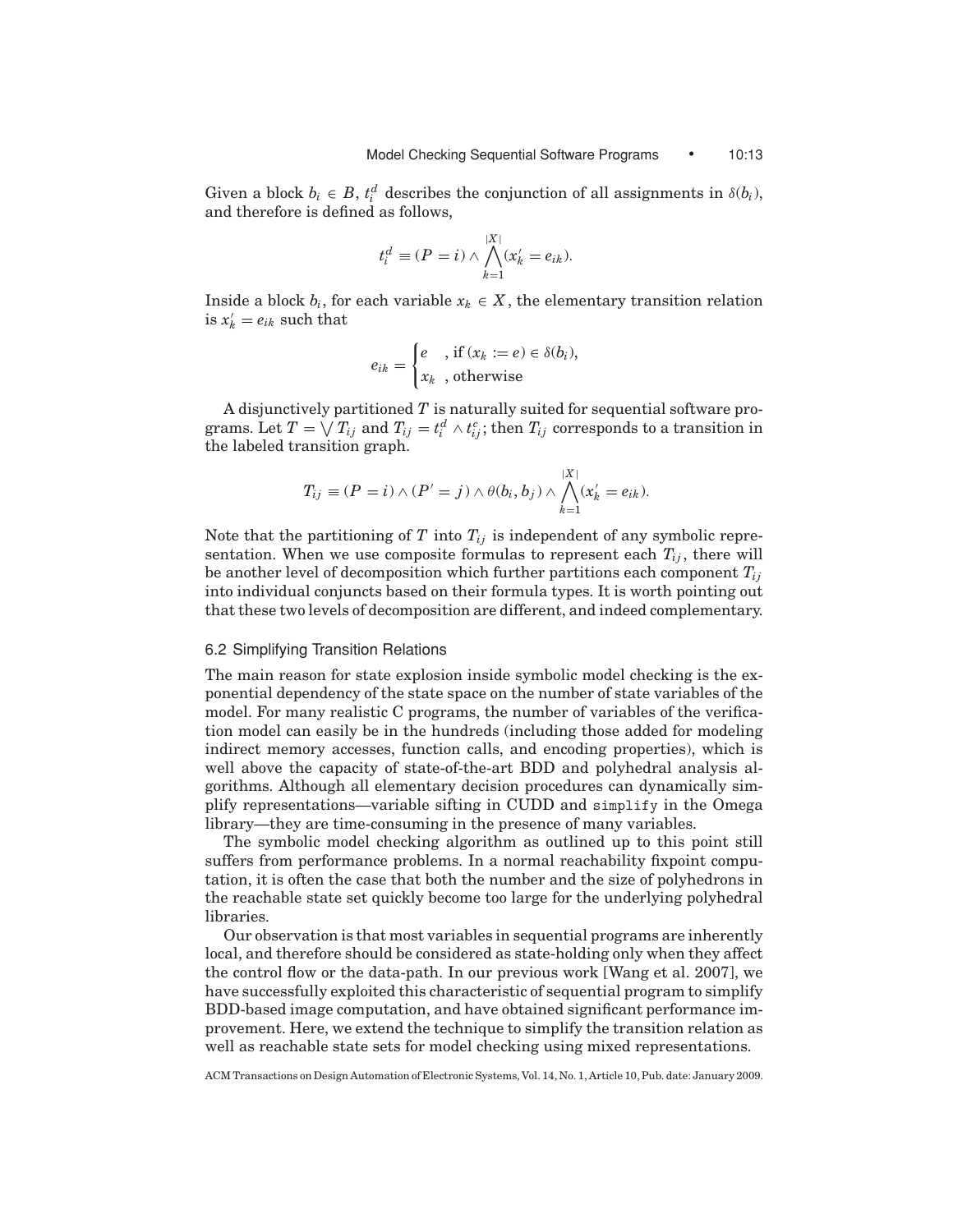Given a block $b_i \in B$, $t_i^d$ describes the conjunction of all assignments in $\delta(b_i)$, and therefore is defined as follows,

$$t_i^d \equiv (P = i) \wedge \bigwedge_{k=1}^{|X|} (x'_k = e_{ik}).$$

Inside a block $b_i$, for each variable $x_k \in X$, the elementary transition relation is $x'_k = e_{ik}$ such that

$$e_{ik} = \begin{cases} e & \text{, if } (x_k := e) \in \delta(b_i), \\ x_k & \text{, otherwise} \end{cases}$$

A disjunctively partitioned $T$ is naturally suited for sequential software programs. Let $T = \bigvee T_{ij}$ and $T_{ij} = t_i^d \wedge t_{ij}^c$; then $T_{ij}$ corresponds to a transition in the labeled transition graph.

$$T_{ij} \equiv (P = i) \wedge (P' = j) \wedge \theta(b_i, b_j) \wedge \bigwedge_{k=1}^{|X|} (x'_k = e_{ik}).$$

Note that the partitioning of $T$ into $T_{ij}$ is independent of any symbolic representation. When we use composite formulas to represent each $T_{ij}$, there will be another level of decomposition which further partitions each component $T_{ij}$ into individual conjuncts based on their formula types. It is worth pointing out that these two levels of decomposition are different, and indeed complementary.

### 6.2 Simplifying Transition Relations

The main reason for state explosion inside symbolic model checking is the exponential dependency of the state space on the number of state variables of the model. For many realistic C programs, the number of variables of the verification model can easily be in the hundreds (including those added for modeling indirect memory accesses, function calls, and encoding properties), which is well above the capacity of state-of-the-art BDD and polyhedral analysis algorithms. Although all elementary decision procedures can dynamically simplify representations—variable sifting in CUDD and `simplify` in the Omega library—they are time-consuming in the presence of many variables.

The symbolic model checking algorithm as outlined up to this point still suffers from performance problems. In a normal reachability fixpoint computation, it is often the case that both the number and the size of polyhedrons in the reachable state set quickly become too large for the underlying polyhedral libraries.

Our observation is that most variables in sequential programs are inherently local, and therefore should be considered as state-holding only when they affect the control flow or the data-path. In our previous work [Wang et al. 2007], we have successfully exploited this characteristic of sequential program to simplify BDD-based image computation, and have obtained significant performance improvement. Here, we extend the technique to simplify the transition relation as well as reachable state sets for model checking using mixed representations.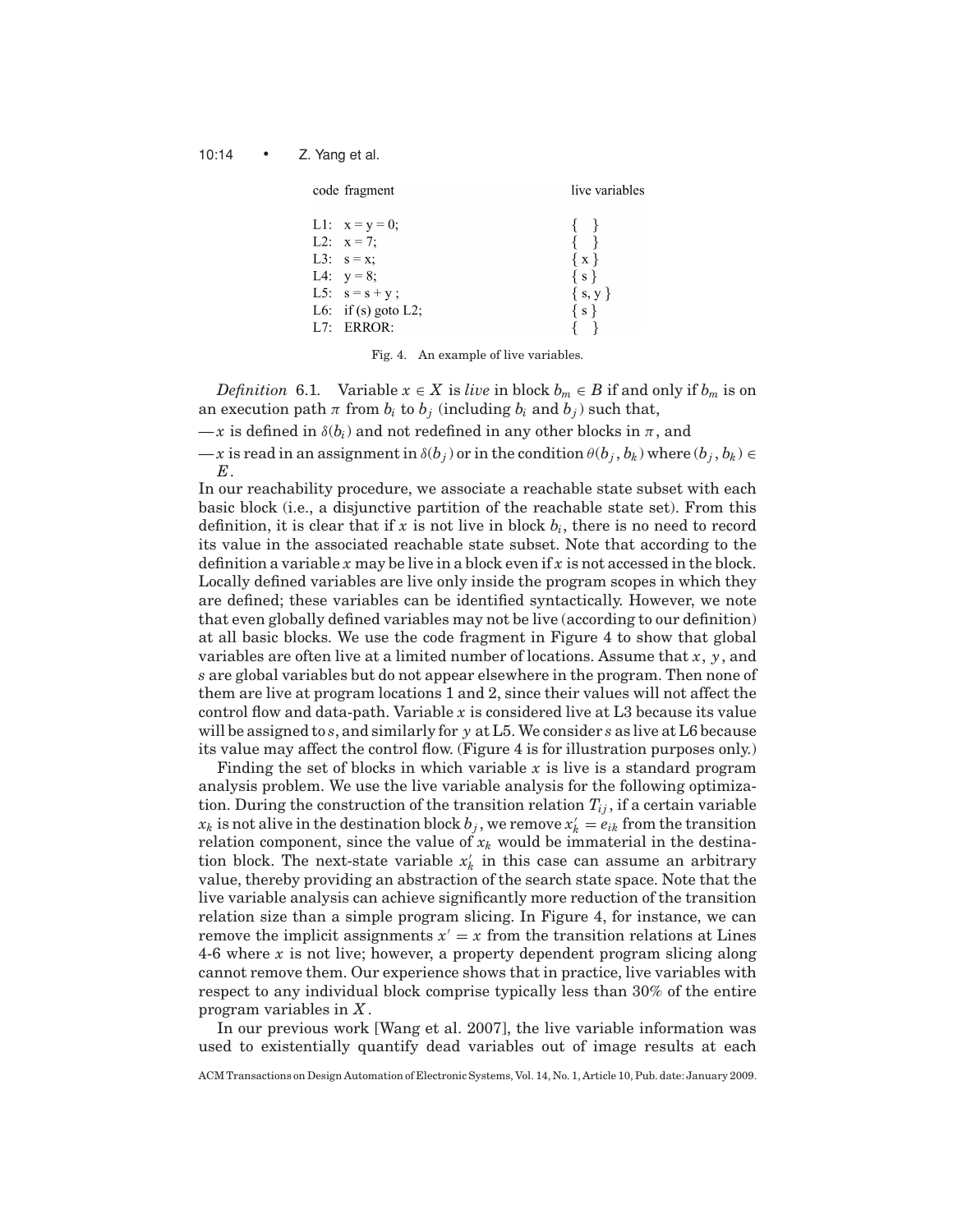| code fragment | live variables |
|---|---|
| L1: x = y = 0; | { } |
| L2: x = 7; | { } |
| L3: s = x; | { x } |
| L4: y = 8; | { s } |
| L5: s = s + y ; | { s, y } |
| L6: if (s) goto L2; | { s } |
| L7: ERROR: | { } |

Fig. 4. An example of live variables.

*Definition* 6.1. Variable $x \in X$ is *live* in block $b_m \in B$ if and only if $b_m$ is on an execution path $\pi$ from $b_i$ to $b_j$ (including $b_i$ and $b_j$) such that,

— $x$ is defined in $\delta(b_i)$ and not redefined in any other blocks in $\pi$, and

— $x$ is read in an assignment in $\delta(b_j)$ or in the condition $\theta(b_j, b_k)$ where $(b_j, b_k) \in E$.

In our reachability procedure, we associate a reachable state subset with each basic block (i.e., a disjunctive partition of the reachable state set). From this definition, it is clear that if $x$ is not live in block $b_i$, there is no need to record its value in the associated reachable state subset. Note that according to the definition a variable $x$ may be live in a block even if $x$ is not accessed in the block. Locally defined variables are live only inside the program scopes in which they are defined; these variables can be identified syntactically. However, we note that even globally defined variables may not be live (according to our definition) at all basic blocks. We use the code fragment in Figure 4 to show that global variables are often live at a limited number of locations. Assume that $x$, $y$, and $s$ are global variables but do not appear elsewhere in the program. Then none of them are live at program locations 1 and 2, since their values will not affect the control flow and data-path. Variable $x$ is considered live at L3 because its value will be assigned to $s$, and similarly for $y$ at L5. We consider $s$ as live at L6 because its value may affect the control flow. (Figure 4 is for illustration purposes only.)

Finding the set of blocks in which variable $x$ is live is a standard program analysis problem. We use the live variable analysis for the following optimization. During the construction of the transition relation $T_{ij}$, if a certain variable $x_k$ is not alive in the destination block $b_j$, we remove $x'_k = e_{ik}$ from the transition relation component, since the value of $x_k$ would be immaterial in the destination block. The next-state variable $x'_k$ in this case can assume an arbitrary value, thereby providing an abstraction of the search state space. Note that the live variable analysis can achieve significantly more reduction of the transition relation size than a simple program slicing. In Figure 4, for instance, we can remove the implicit assignments $x' = x$ from the transition relations at Lines 4-6 where $x$ is not live; however, a property dependent program slicing along cannot remove them. Our experience shows that in practice, live variables with respect to any individual block comprise typically less than 30% of the entire program variables in $X$.

In our previous work [Wang et al. 2007], the live variable information was used to existentially quantify dead variables out of image results at each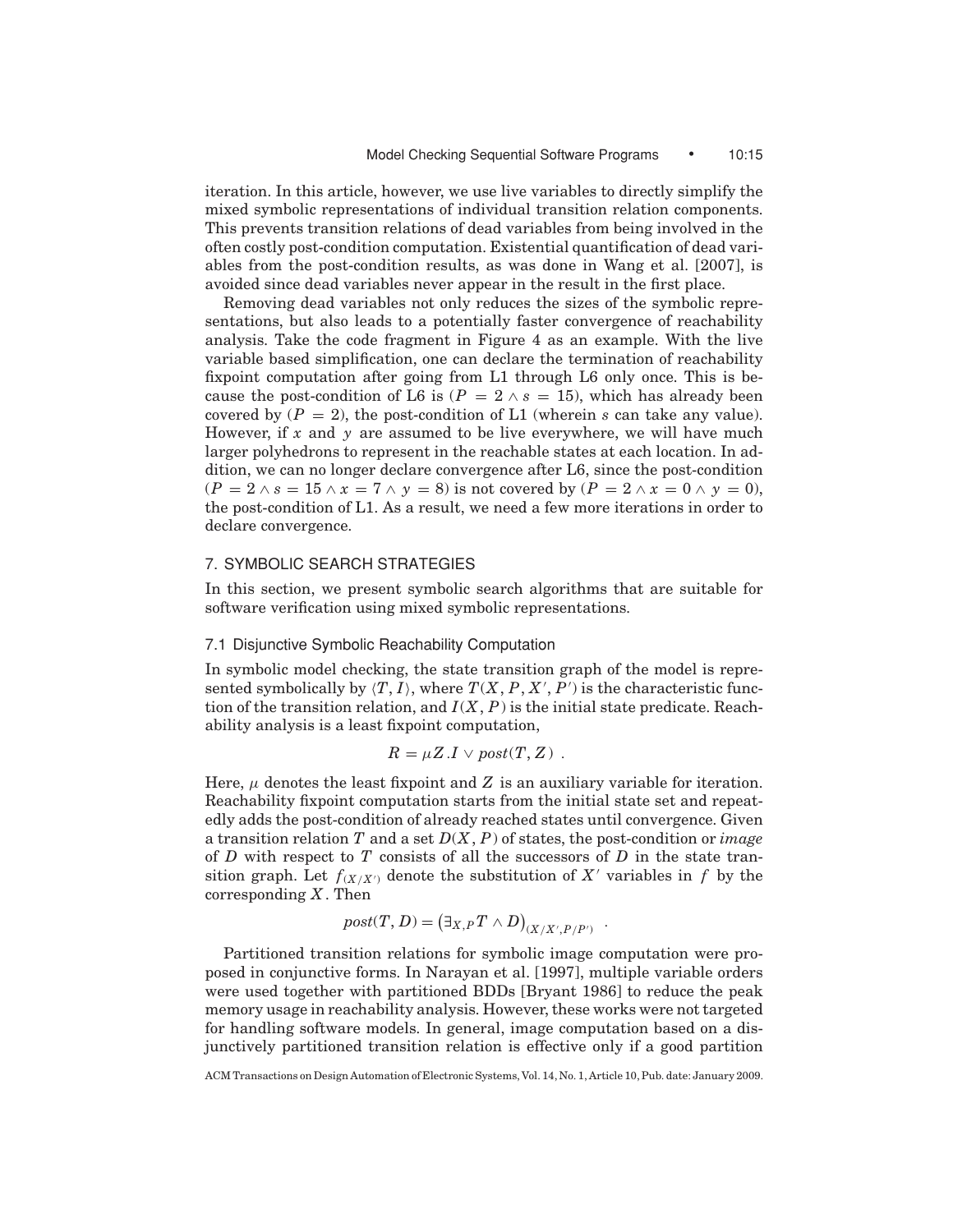iteration. In this article, however, we use live variables to directly simplify the mixed symbolic representations of individual transition relation components. This prevents transition relations of dead variables from being involved in the often costly post-condition computation. Existential quantification of dead variables from the post-condition results, as was done in Wang et al. [2007], is avoided since dead variables never appear in the result in the first place.

Removing dead variables not only reduces the sizes of the symbolic representations, but also leads to a potentially faster convergence of reachability analysis. Take the code fragment in Figure 4 as an example. With the live variable based simplification, one can declare the termination of reachability fixpoint computation after going from L1 through L6 only once. This is because the post-condition of L6 is $(P = 2 \wedge s = 15)$, which has already been covered by $(P = 2)$, the post-condition of L1 (wherein $s$ can take any value). However, if $x$ and $y$ are assumed to be live everywhere, we will have much larger polyhedrons to represent in the reachable states at each location. In addition, we can no longer declare convergence after L6, since the post-condition $(P = 2 \wedge s = 15 \wedge x = 7 \wedge y = 8)$ is not covered by $(P = 2 \wedge x = 0 \wedge y = 0)$, the post-condition of L1. As a result, we need a few more iterations in order to declare convergence.

## 7. SYMBOLIC SEARCH STRATEGIES

In this section, we present symbolic search algorithms that are suitable for software verification using mixed symbolic representations.

### 7.1 Disjunctive Symbolic Reachability Computation

In symbolic model checking, the state transition graph of the model is represented symbolically by $\langle T, I \rangle$, where $T(X, P, X', P')$ is the characteristic function of the transition relation, and $I(X, P)$ is the initial state predicate. Reachability analysis is a least fixpoint computation,

$$R = \mu Z . I \vee post(T, Z) \ .$$

Here, $\mu$ denotes the least fixpoint and $Z$ is an auxiliary variable for iteration. Reachability fixpoint computation starts from the initial state set and repeatedly adds the post-condition of already reached states until convergence. Given a transition relation $T$ and a set $D(X, P)$ of states, the post-condition or *image* of $D$ with respect to $T$ consists of all the successors of $D$ in the state transition graph. Let $f_{(X/X')}$ denote the substitution of $X'$ variables in $f$ by the corresponding $X$. Then

$$post(T, D) = \left(\exists_{X,P} T \wedge D\right)_{(X/X', P/P')} \ .$$

Partitioned transition relations for symbolic image computation were proposed in conjunctive forms. In Narayan et al. [1997], multiple variable orders were used together with partitioned BDDs [Bryant 1986] to reduce the peak memory usage in reachability analysis. However, these works were not targeted for handling software models. In general, image computation based on a disjunctively partitioned transition relation is effective only if a good partition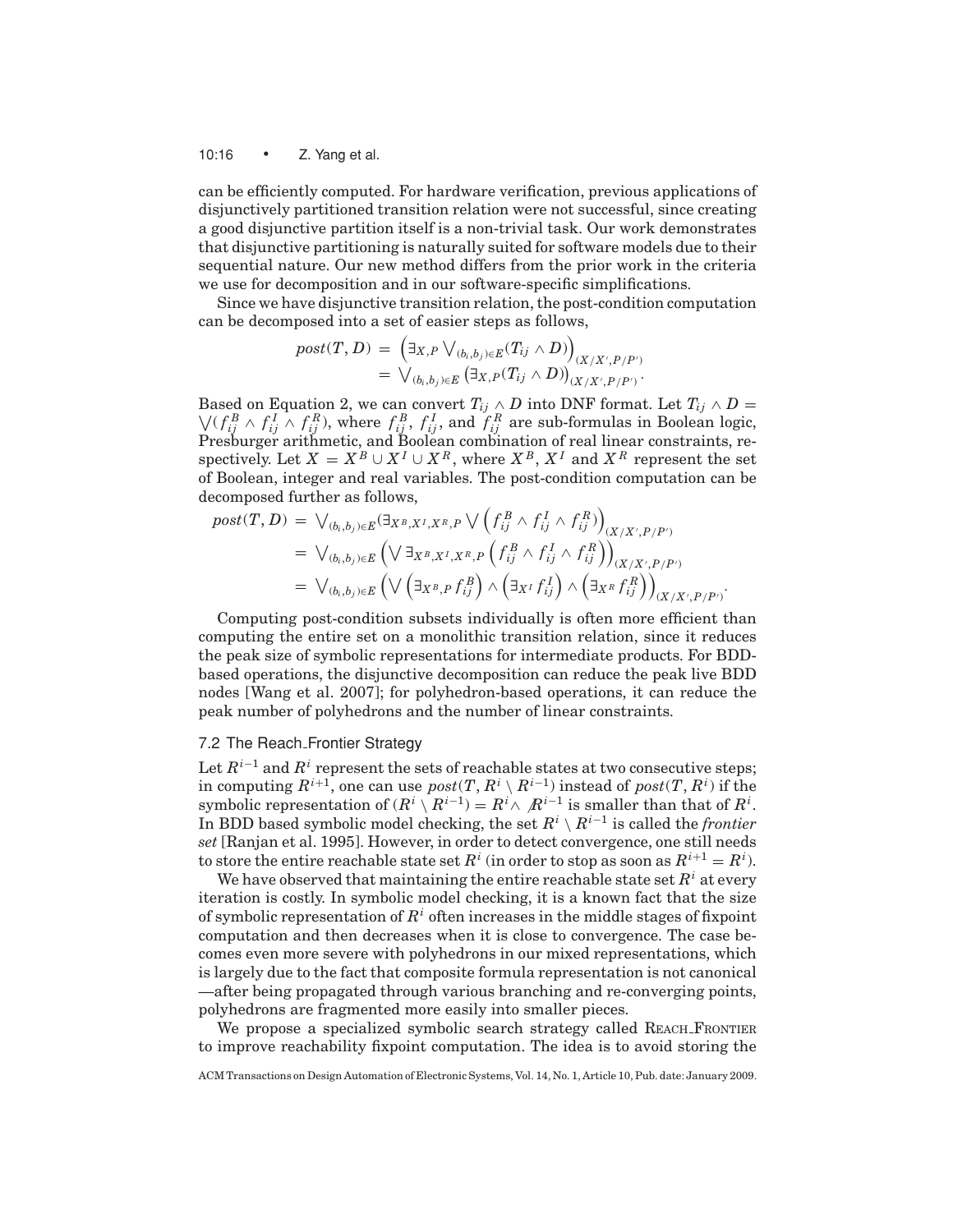can be efficiently computed. For hardware verification, previous applications of disjunctively partitioned transition relation were not successful, since creating a good disjunctive partition itself is a non-trivial task. Our work demonstrates that disjunctive partitioning is naturally suited for software models due to their sequential nature. Our new method differs from the prior work in the criteria we use for decomposition and in our software-specific simplifications.

Since we have disjunctive transition relation, the post-condition computation can be decomposed into a set of easier steps as follows,

$$
\begin{aligned}
post(T, D) &= \left(\exists_{X,P} \bigvee_{(b_i,b_j)\in E}(T_{ij} \wedge D)\right)_{(X/X',P/P')} \\
&= \bigvee_{(b_i,b_j)\in E} \left(\exists_{X,P}(T_{ij} \wedge D)\right)_{(X/X',P/P')}.
\end{aligned}
$$

Based on Equation 2, we can convert $T_{ij} \wedge D$ into DNF format. Let $T_{ij} \wedge D = \bigvee(f_{ij}^B \wedge f_{ij}^I \wedge f_{ij}^R)$, where $f_{ij}^B$, $f_{ij}^I$, and $f_{ij}^R$ are sub-formulas in Boolean logic, Presburger arithmetic, and Boolean combination of real linear constraints, respectively. Let $X = X^B \cup X^I \cup X^R$, where $X^B$, $X^I$ and $X^R$ represent the set of Boolean, integer and real variables. The post-condition computation can be decomposed further as follows,

$$
\begin{aligned}
post(T, D) &= \bigvee_{(b_i,b_j)\in E}(\exists_{X^B,X^I,X^R,P} \bigvee \left(f_{ij}^B \wedge f_{ij}^I \wedge f_{ij}^R)\right)_{(X/X',P/P')} \\
&= \bigvee_{(b_i,b_j)\in E} \left(\bigvee \exists_{X^B,X^I,X^R,P} \left(f_{ij}^B \wedge f_{ij}^I \wedge f_{ij}^R\right)\right)_{(X/X',P/P')} \\
&= \bigvee_{(b_i,b_j)\in E} \left(\bigvee \left(\exists_{X^B,P} f_{ij}^B\right) \wedge \left(\exists_{X^I} f_{ij}^I\right) \wedge \left(\exists_{X^R} f_{ij}^R\right)\right)_{(X/X',P/P')}.
\end{aligned}
$$

Computing post-condition subsets individually is often more efficient than computing the entire set on a monolithic transition relation, since it reduces the peak size of symbolic representations for intermediate products. For BDD-based operations, the disjunctive decomposition can reduce the peak live BDD nodes [Wang et al. 2007]; for polyhedron-based operations, it can reduce the peak number of polyhedrons and the number of linear constraints.

### 7.2 The Reach_Frontier Strategy

Let $R^{i-1}$ and $R^i$ represent the sets of reachable states at two consecutive steps; in computing $R^{i+1}$, one can use $post(T, R^i \setminus R^{i-1})$ instead of $post(T, R^i)$ if the symbolic representation of $(R^i \setminus R^{i-1}) = R^i \wedge \neg R^{i-1}$ is smaller than that of $R^i$. In BDD based symbolic model checking, the set $R^i \setminus R^{i-1}$ is called the *frontier set* [Ranjan et al. 1995]. However, in order to detect convergence, one still needs to store the entire reachable state set $R^i$ (in order to stop as soon as $R^{i+1} = R^i$).

We have observed that maintaining the entire reachable state set $R^i$ at every iteration is costly. In symbolic model checking, it is a known fact that the size of symbolic representation of $R^i$ often increases in the middle stages of fixpoint computation and then decreases when it is close to convergence. The case becomes even more severe with polyhedrons in our mixed representations, which is largely due to the fact that composite formula representation is not canonical —after being propagated through various branching and re-converging points, polyhedrons are fragmented more easily into smaller pieces.

We propose a specialized symbolic search strategy called REACH_FRONTIER to improve reachability fixpoint computation. The idea is to avoid storing the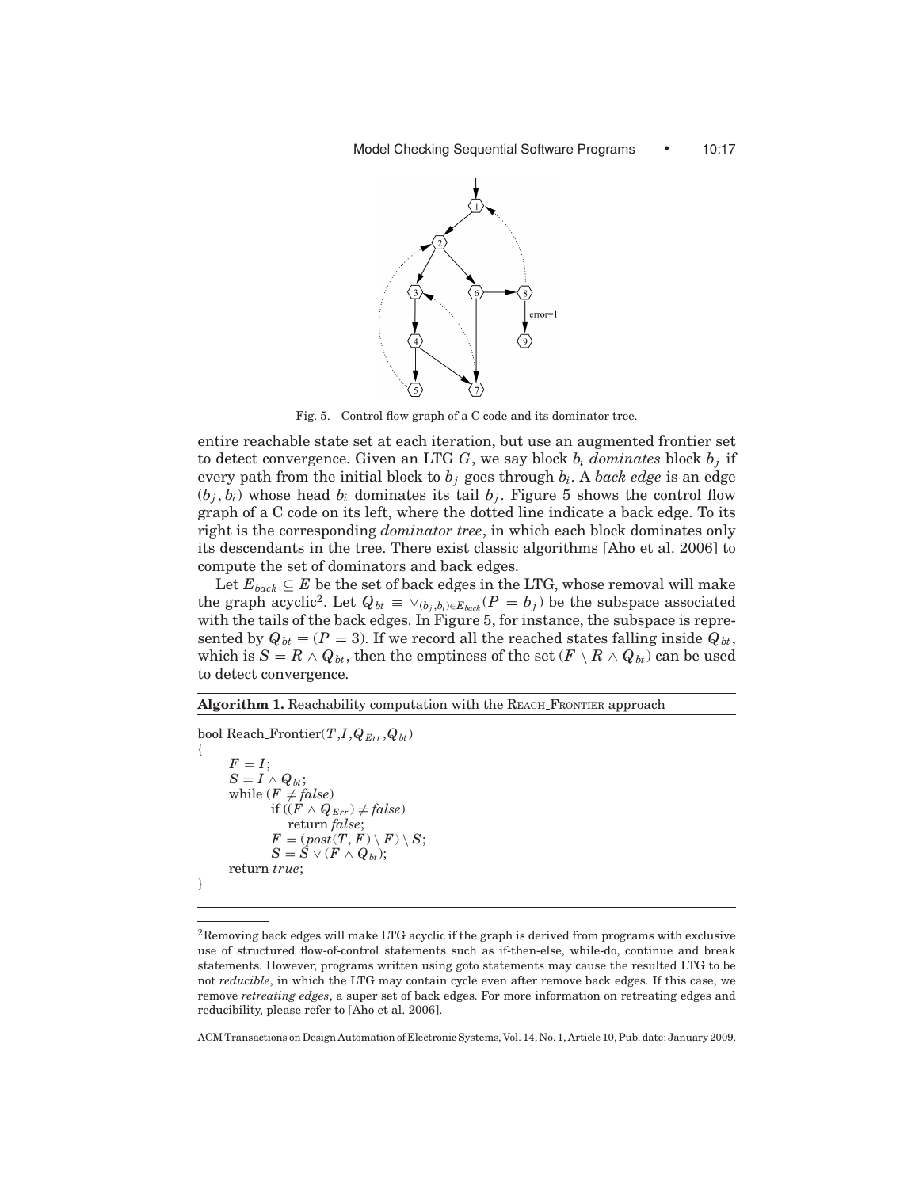Fig. 5. Control flow graph of a C code and its dominator tree.

entire reachable state set at each iteration, but use an augmented frontier set to detect convergence. Given an LTG $G$, we say block $b_i$ *dominates* block $b_j$ if every path from the initial block to $b_j$ goes through $b_i$. A *back edge* is an edge $(b_j, b_i)$ whose head $b_i$ dominates its tail $b_j$. Figure 5 shows the control flow graph of a C code on its left, where the dotted line indicate a back edge. To its right is the corresponding *dominator tree*, in which each block dominates only its descendants in the tree. There exist classic algorithms [Aho et al. 2006] to compute the set of dominators and back edges.

Let $E_{back} \subseteq E$ be the set of back edges in the LTG, whose removal will make the graph acyclic[2]. Let $Q_{bt} \equiv \vee_{(b_j,b_i)\in E_{back}}(P = b_j)$ be the subspace associated with the tails of the back edges. In Figure 5, for instance, the subspace is represented by $Q_{bt} \equiv (P = 3)$. If we record all the reached states falling inside $Q_{bt}$, which is $S = R \wedge Q_{bt}$, then the emptiness of the set $(F \setminus R \wedge Q_{bt})$ can be used to detect convergence.

**Algorithm 1.** Reachability computation with the REACH_FRONTIER approach

```
bool Reach_Frontier(T, I, Q_Err, Q_bt)
{
    F = I;
    S = I ∧ Q_bt;
    while (F ≠ false)
        if ((F ∧ Q_Err) ≠ false)
            return false;
        F = (post(T, F) \ F) \ S;
        S = S ∨ (F ∧ Q_bt);
    return true;
}
```

---

[2]Removing back edges will make LTG acyclic if the graph is derived from programs with exclusive use of structured flow-of-control statements such as if-then-else, while-do, continue and break statements. However, programs written using goto statements may cause the resulted LTG to be not *reducible*, in which the LTG may contain cycle even after remove back edges. If this case, we remove *retreating edges*, a super set of back edges. For more information on retreating edges and reducibility, please refer to [Aho et al. 2006].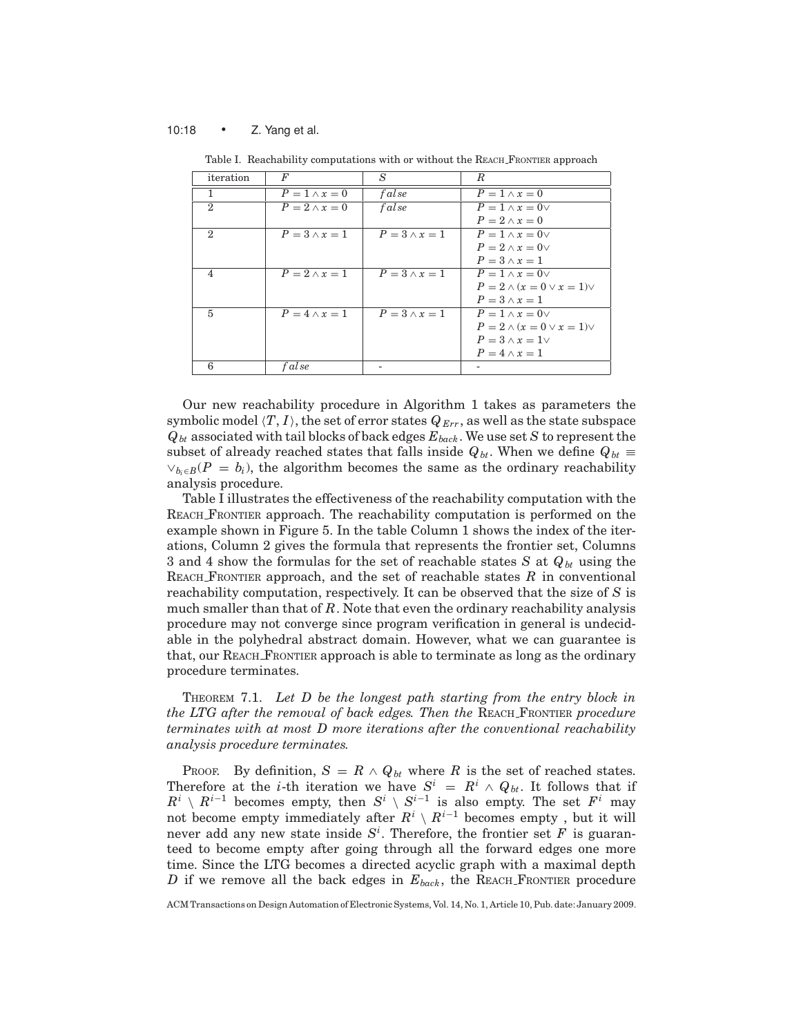Table I. Reachability computations with or without the REACH_FRONTIER approach

| iteration | $F$ | $S$ | $R$ |
|---|---|---|---|
| 1 | $P = 1 \wedge x = 0$ | $false$ | $P = 1 \wedge x = 0$ |
| 2 | $P = 2 \wedge x = 0$ | $false$ | $P = 1 \wedge x = 0 \vee$ $P = 2 \wedge x = 0$ |
| 2 | $P = 3 \wedge x = 1$ | $P = 3 \wedge x = 1$ | $P = 1 \wedge x = 0 \vee$ $P = 2 \wedge x = 0 \vee$ $P = 3 \wedge x = 1$ |
| 4 | $P = 2 \wedge x = 1$ | $P = 3 \wedge x = 1$ | $P = 1 \wedge x = 0 \vee$ $P = 2 \wedge (x = 0 \vee x = 1) \vee$ $P = 3 \wedge x = 1$ |
| 5 | $P = 4 \wedge x = 1$ | $P = 3 \wedge x = 1$ | $P = 1 \wedge x = 0 \vee$ $P = 2 \wedge (x = 0 \vee x = 1) \vee$ $P = 3 \wedge x = 1 \vee$ $P = 4 \wedge x = 1$ |
| 6 | $false$ | - | - |

Our new reachability procedure in Algorithm 1 takes as parameters the symbolic model $\langle T, I \rangle$, the set of error states $Q_{Err}$, as well as the state subspace $Q_{bt}$ associated with tail blocks of back edges $E_{back}$. We use set $S$ to represent the subset of already reached states that falls inside $Q_{bt}$. When we define $Q_{bt} \equiv \vee_{b_i \in B}(P = b_i)$, the algorithm becomes the same as the ordinary reachability analysis procedure.

Table I illustrates the effectiveness of the reachability computation with the REACH_FRONTIER approach. The reachability computation is performed on the example shown in Figure 5. In the table Column 1 shows the index of the iterations, Column 2 gives the formula that represents the frontier set, Columns 3 and 4 show the formulas for the set of reachable states $S$ at $Q_{bt}$ using the REACH_FRONTIER approach, and the set of reachable states $R$ in conventional reachability computation, respectively. It can be observed that the size of $S$ is much smaller than that of $R$. Note that even the ordinary reachability analysis procedure may not converge since program verification in general is undecidable in the polyhedral abstract domain. However, what we can guarantee is that, our REACH_FRONTIER approach is able to terminate as long as the ordinary procedure terminates.

THEOREM 7.1. *Let $D$ be the longest path starting from the entry block in the LTG after the removal of back edges. Then the* REACH_FRONTIER *procedure terminates with at most $D$ more iterations after the conventional reachability analysis procedure terminates.*

PROOF. By definition, $S = R \wedge Q_{bt}$ where $R$ is the set of reached states. Therefore at the $i$-th iteration we have $S^i = R^i \wedge Q_{bt}$. It follows that if $R^i \setminus R^{i-1}$ becomes empty, then $S^i \setminus S^{i-1}$ is also empty. The set $F^i$ may not become empty immediately after $R^i \setminus R^{i-1}$ becomes empty , but it will never add any new state inside $S^i$. Therefore, the frontier set $F$ is guaranteed to become empty after going through all the forward edges one more time. Since the LTG becomes a directed acyclic graph with a maximal depth $D$ if we remove all the back edges in $E_{back}$, the REACH_FRONTIER procedure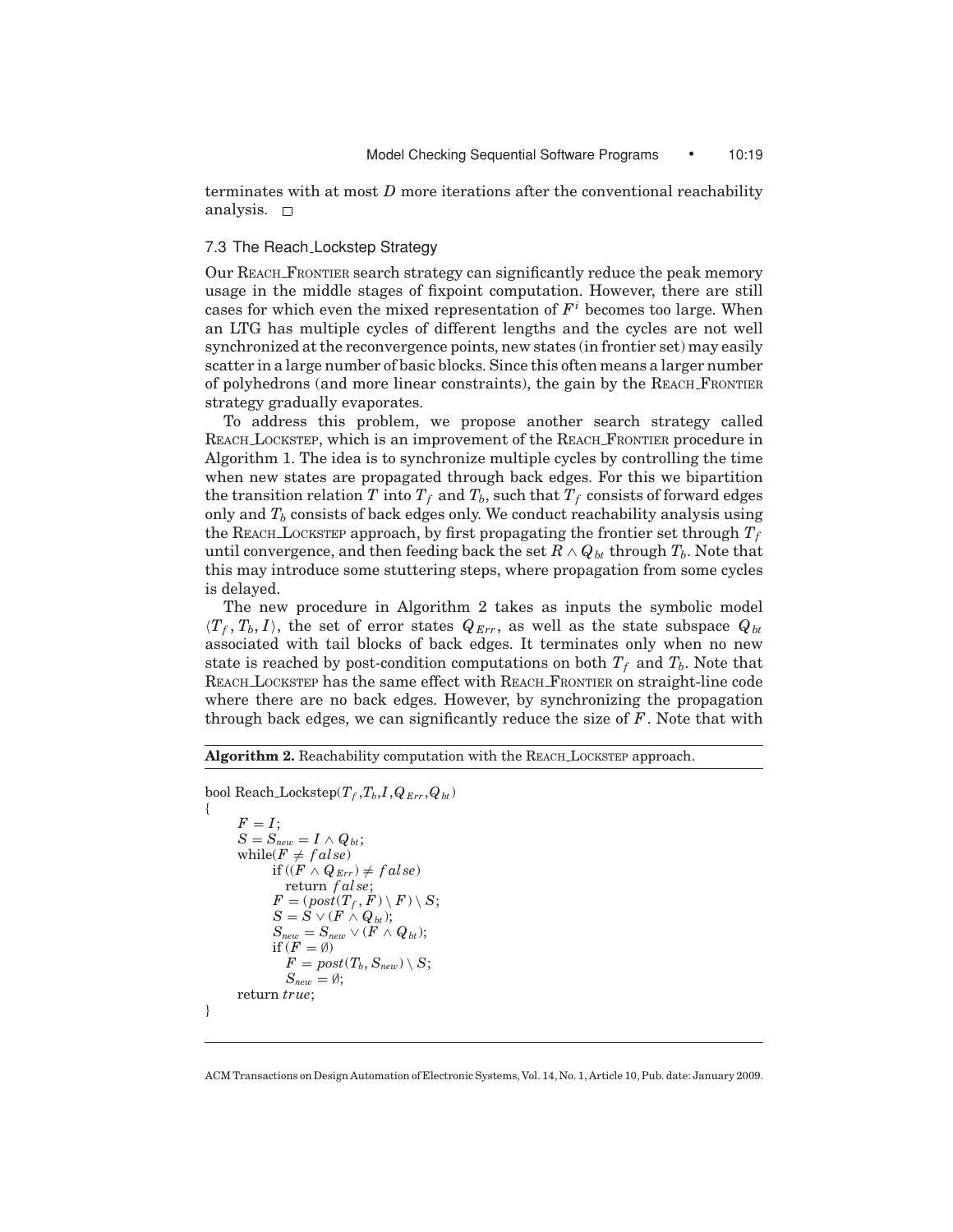terminates with at most $D$ more iterations after the conventional reachability analysis. □

### 7.3 The Reach_Lockstep Strategy

Our REACH_FRONTIER search strategy can significantly reduce the peak memory usage in the middle stages of fixpoint computation. However, there are still cases for which even the mixed representation of $F^i$ becomes too large. When an LTG has multiple cycles of different lengths and the cycles are not well synchronized at the reconvergence points, new states (in frontier set) may easily scatter in a large number of basic blocks. Since this often means a larger number of polyhedrons (and more linear constraints), the gain by the REACH_FRONTIER strategy gradually evaporates.

To address this problem, we propose another search strategy called REACH_LOCKSTEP, which is an improvement of the REACH_FRONTIER procedure in Algorithm 1. The idea is to synchronize multiple cycles by controlling the time when new states are propagated through back edges. For this we bipartition the transition relation $T$ into $T_f$ and $T_b$, such that $T_f$ consists of forward edges only and $T_b$ consists of back edges only. We conduct reachability analysis using the REACH_LOCKSTEP approach, by first propagating the frontier set through $T_f$ until convergence, and then feeding back the set $R \wedge Q_{bt}$ through $T_b$. Note that this may introduce some stuttering steps, where propagation from some cycles is delayed.

The new procedure in Algorithm 2 takes as inputs the symbolic model $\langle T_f, T_b, I \rangle$, the set of error states $Q_{Err}$, as well as the state subspace $Q_{bt}$ associated with tail blocks of back edges. It terminates only when no new state is reached by post-condition computations on both $T_f$ and $T_b$. Note that REACH_LOCKSTEP has the same effect with REACH_FRONTIER on straight-line code where there are no back edges. However, by synchronizing the propagation through back edges, we can significantly reduce the size of $F$. Note that with

**Algorithm 2.** Reachability computation with the REACH_LOCKSTEP approach.

```
bool Reach_Lockstep(T_f, T_b, I, Q_Err, Q_bt)
{
    F = I;
    S = S_new = I ∧ Q_bt;
    while(F ≠ false)
        if ((F ∧ Q_Err) ≠ false)
            return false;
        F = (post(T_f, F) \ F) \ S;
        S = S ∨ (F ∧ Q_bt);
        S_new = S_new ∨ (F ∧ Q_bt);
        if (F = ∅)
            F = post(T_b, S_new) \ S;
            S_new = ∅;
    return true;
}
```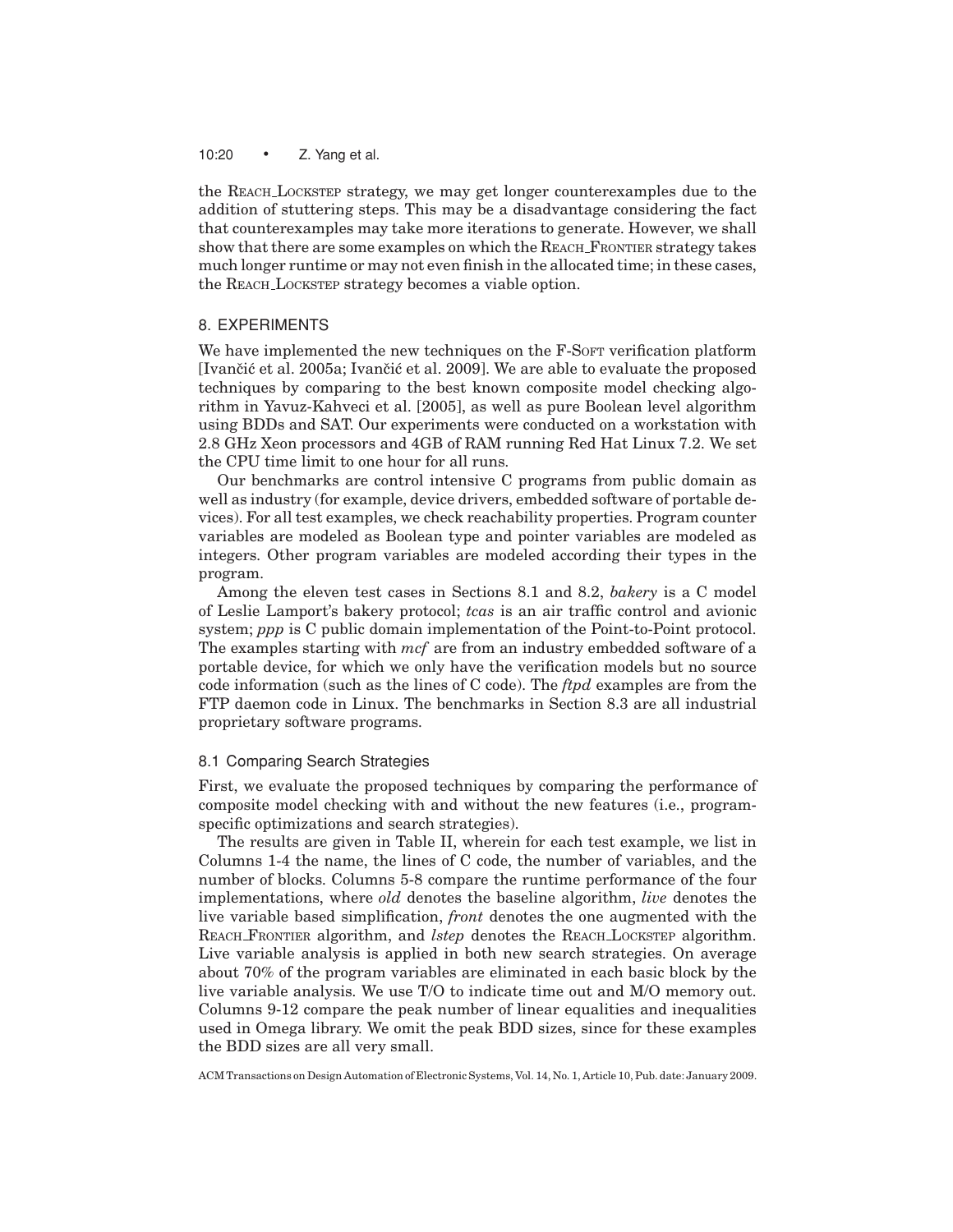the REACH_LOCKSTEP strategy, we may get longer counterexamples due to the addition of stuttering steps. This may be a disadvantage considering the fact that counterexamples may take more iterations to generate. However, we shall show that there are some examples on which the REACH_FRONTIER strategy takes much longer runtime or may not even finish in the allocated time; in these cases, the REACH_LOCKSTEP strategy becomes a viable option.

## 8. EXPERIMENTS

We have implemented the new techniques on the F-SOFT verification platform [Ivančić et al. 2005a; Ivančić et al. 2009]. We are able to evaluate the proposed techniques by comparing to the best known composite model checking algorithm in Yavuz-Kahveci et al. [2005], as well as pure Boolean level algorithm using BDDs and SAT. Our experiments were conducted on a workstation with 2.8 GHz Xeon processors and 4GB of RAM running Red Hat Linux 7.2. We set the CPU time limit to one hour for all runs.

Our benchmarks are control intensive C programs from public domain as well as industry (for example, device drivers, embedded software of portable devices). For all test examples, we check reachability properties. Program counter variables are modeled as Boolean type and pointer variables are modeled as integers. Other program variables are modeled according their types in the program.

Among the eleven test cases in Sections 8.1 and 8.2, *bakery* is a C model of Leslie Lamport's bakery protocol; *tcas* is an air traffic control and avionic system; *ppp* is C public domain implementation of the Point-to-Point protocol. The examples starting with *mcf* are from an industry embedded software of a portable device, for which we only have the verification models but no source code information (such as the lines of C code). The *ftpd* examples are from the FTP daemon code in Linux. The benchmarks in Section 8.3 are all industrial proprietary software programs.

### 8.1 Comparing Search Strategies

First, we evaluate the proposed techniques by comparing the performance of composite model checking with and without the new features (i.e., program-specific optimizations and search strategies).

The results are given in Table II, wherein for each test example, we list in Columns 1-4 the name, the lines of C code, the number of variables, and the number of blocks. Columns 5-8 compare the runtime performance of the four implementations, where *old* denotes the baseline algorithm, *live* denotes the live variable based simplification, *front* denotes the one augmented with the REACH_FRONTIER algorithm, and *lstep* denotes the REACH_LOCKSTEP algorithm. Live variable analysis is applied in both new search strategies. On average about 70% of the program variables are eliminated in each basic block by the live variable analysis. We use T/O to indicate time out and M/O memory out. Columns 9-12 compare the peak number of linear equalities and inequalities used in Omega library. We omit the peak BDD sizes, since for these examples the BDD sizes are all very small.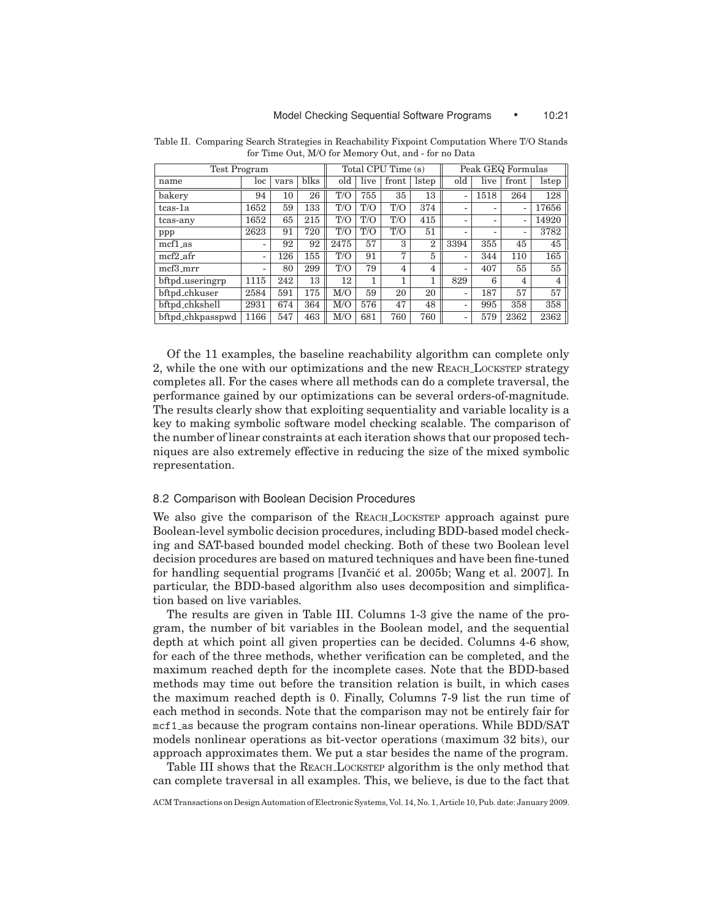Table II. Comparing Search Strategies in Reachability Fixpoint Computation Where T/O Stands for Time Out, M/O for Memory Out, and - for no Data

| Test Program | | | | Total CPU Time (s) | | | | Peak GEQ Formulas | | | |
|---|---|---|---|---|---|---|---|---|---|---|---|
| name | loc | vars | blks | old | live | front | lstep | old | live | front | lstep |
| bakery | 94 | 10 | 26 | T/O | 755 | 35 | 13 | - | 1518 | 264 | 128 |
| tcas-1a | 1652 | 59 | 133 | T/O | T/O | T/O | 374 | - | - | - | 17656 |
| tcas-any | 1652 | 65 | 215 | T/O | T/O | T/O | 415 | - | - | - | 14920 |
| ppp | 2623 | 91 | 720 | T/O | T/O | T/O | 51 | - | - | - | 3782 |
| mcf1_as | - | 92 | 92 | 2475 | 57 | 3 | 2 | 3394 | 355 | 45 | 45 |
| mcf2_afr | - | 126 | 155 | T/O | 91 | 7 | 5 | - | 344 | 110 | 165 |
| mcf3_mrr | - | 80 | 299 | T/O | 79 | 4 | 4 | - | 407 | 55 | 55 |
| bftpd_useringrp | 1115 | 242 | 13 | 12 | 1 | 1 | 1 | 829 | 6 | 4 | 4 |
| bftpd_chkuser | 2584 | 591 | 175 | M/O | 59 | 20 | 20 | - | 187 | 57 | 57 |
| bftpd_chkshell | 2931 | 674 | 364 | M/O | 576 | 47 | 48 | - | 995 | 358 | 358 |
| bftpd_chkpasspwd | 1166 | 547 | 463 | M/O | 681 | 760 | 760 | - | 579 | 2362 | 2362 |

Of the 11 examples, the baseline reachability algorithm can complete only 2, while the one with our optimizations and the new REACH_LOCKSTEP strategy completes all. For the cases where all methods can do a complete traversal, the performance gained by our optimizations can be several orders-of-magnitude. The results clearly show that exploiting sequentiality and variable locality is a key to making symbolic software model checking scalable. The comparison of the number of linear constraints at each iteration shows that our proposed techniques are also extremely effective in reducing the size of the mixed symbolic representation.

### 8.2 Comparison with Boolean Decision Procedures

We also give the comparison of the REACH_LOCKSTEP approach against pure Boolean-level symbolic decision procedures, including BDD-based model checking and SAT-based bounded model checking. Both of these two Boolean level decision procedures are based on matured techniques and have been fine-tuned for handling sequential programs [Ivančić et al. 2005b; Wang et al. 2007]. In particular, the BDD-based algorithm also uses decomposition and simplification based on live variables.

The results are given in Table III. Columns 1-3 give the name of the program, the number of bit variables in the Boolean model, and the sequential depth at which point all given properties can be decided. Columns 4-6 show, for each of the three methods, whether verification can be completed, and the maximum reached depth for the incomplete cases. Note that the BDD-based methods may time out before the transition relation is built, in which cases the maximum reached depth is 0. Finally, Columns 7-9 list the run time of each method in seconds. Note that the comparison may not be entirely fair for mcf1_as because the program contains non-linear operations. While BDD/SAT models nonlinear operations as bit-vector operations (maximum 32 bits), our approach approximates them. We put a star besides the name of the program.

Table III shows that the REACH_LOCKSTEP algorithm is the only method that can complete traversal in all examples. This, we believe, is due to the fact that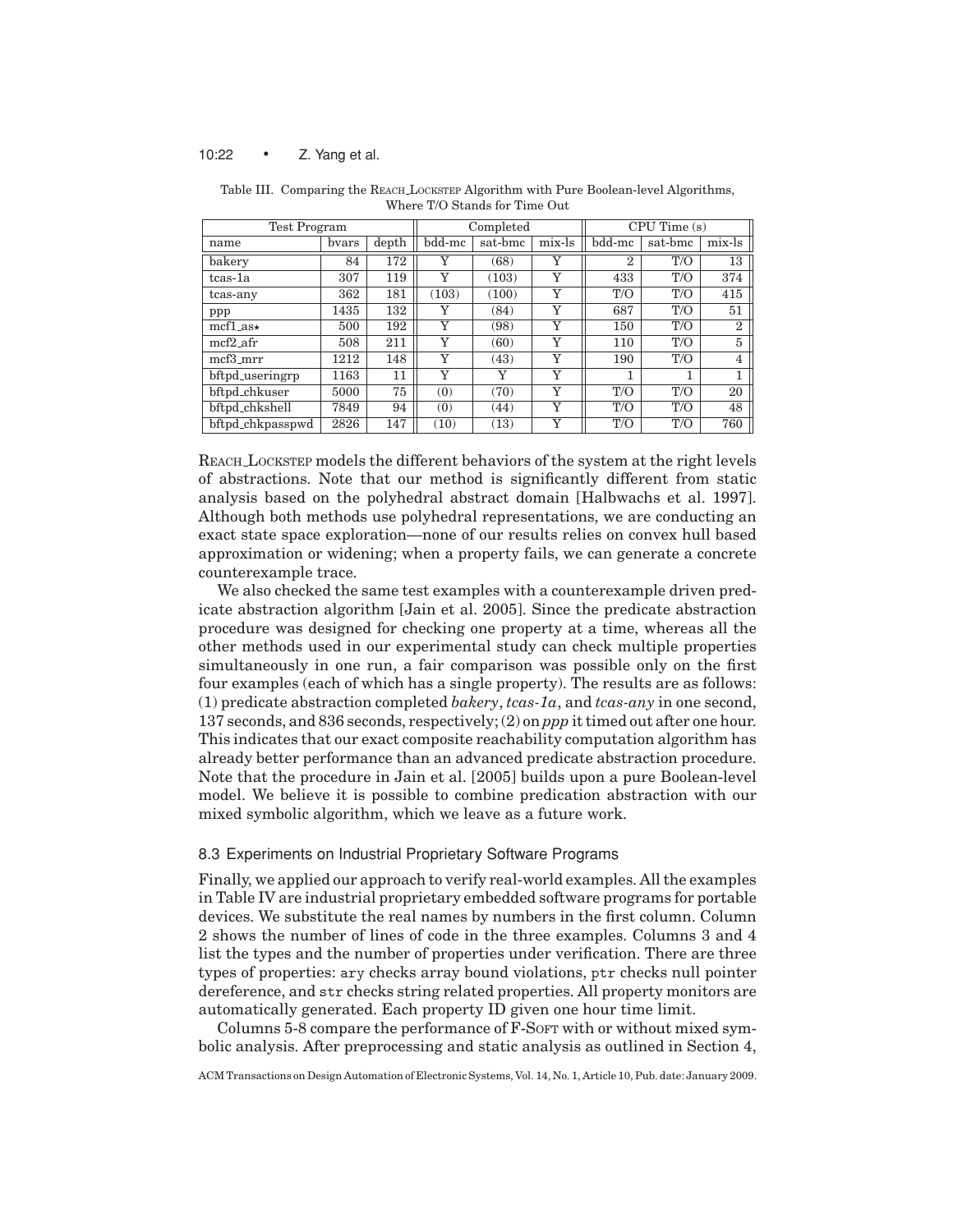Table III. Comparing the REACH_LOCKSTEP Algorithm with Pure Boolean-level Algorithms, Where T/O Stands for Time Out

| Test Program | | | Completed | | | CPU Time (s) | | |
|---|---|---|---|---|---|---|---|---|
| name | bvars | depth | bdd-mc | sat-bmc | mix-ls | bdd-mc | sat-bmc | mix-ls |
| bakery | 84 | 172 | Y | (68) | Y | 2 | T/O | 13 |
| tcas-1a | 307 | 119 | Y | (103) | Y | 433 | T/O | 374 |
| tcas-any | 362 | 181 | (103) | (100) | Y | T/O | T/O | 415 |
| ppp | 1435 | 132 | Y | (84) | Y | 687 | T/O | 51 |
| mcf1_as⋆ | 500 | 192 | Y | (98) | Y | 150 | T/O | 2 |
| mcf2_afr | 508 | 211 | Y | (60) | Y | 110 | T/O | 5 |
| mcf3_mrr | 1212 | 148 | Y | (43) | Y | 190 | T/O | 4 |
| bftpd_useringrp | 1163 | 11 | Y | Y | Y | 1 | 1 | 1 |
| bftpd_chkuser | 5000 | 75 | (0) | (70) | Y | T/O | T/O | 20 |
| bftpd_chkshell | 7849 | 94 | (0) | (44) | Y | T/O | T/O | 48 |
| bftpd_chkpasspwd | 2826 | 147 | (10) | (13) | Y | T/O | T/O | 760 |

REACH_LOCKSTEP models the different behaviors of the system at the right levels of abstractions. Note that our method is significantly different from static analysis based on the polyhedral abstract domain [Halbwachs et al. 1997]. Although both methods use polyhedral representations, we are conducting an exact state space exploration—none of our results relies on convex hull based approximation or widening; when a property fails, we can generate a concrete counterexample trace.

We also checked the same test examples with a counterexample driven predicate abstraction algorithm [Jain et al. 2005]. Since the predicate abstraction procedure was designed for checking one property at a time, whereas all the other methods used in our experimental study can check multiple properties simultaneously in one run, a fair comparison was possible only on the first four examples (each of which has a single property). The results are as follows: (1) predicate abstraction completed *bakery*, *tcas-1a*, and *tcas-any* in one second, 137 seconds, and 836 seconds, respectively; (2) on *ppp* it timed out after one hour. This indicates that our exact composite reachability computation algorithm has already better performance than an advanced predicate abstraction procedure. Note that the procedure in Jain et al. [2005] builds upon a pure Boolean-level model. We believe it is possible to combine predication abstraction with our mixed symbolic algorithm, which we leave as a future work.

### 8.3 Experiments on Industrial Proprietary Software Programs

Finally, we applied our approach to verify real-world examples. All the examples in Table IV are industrial proprietary embedded software programs for portable devices. We substitute the real names by numbers in the first column. Column 2 shows the number of lines of code in the three examples. Columns 3 and 4 list the types and the number of properties under verification. There are three types of properties: `ary` checks array bound violations, `ptr` checks null pointer dereference, and `str` checks string related properties. All property monitors are automatically generated. Each property ID given one hour time limit.

Columns 5-8 compare the performance of F-SOFT with or without mixed symbolic analysis. After preprocessing and static analysis as outlined in Section 4,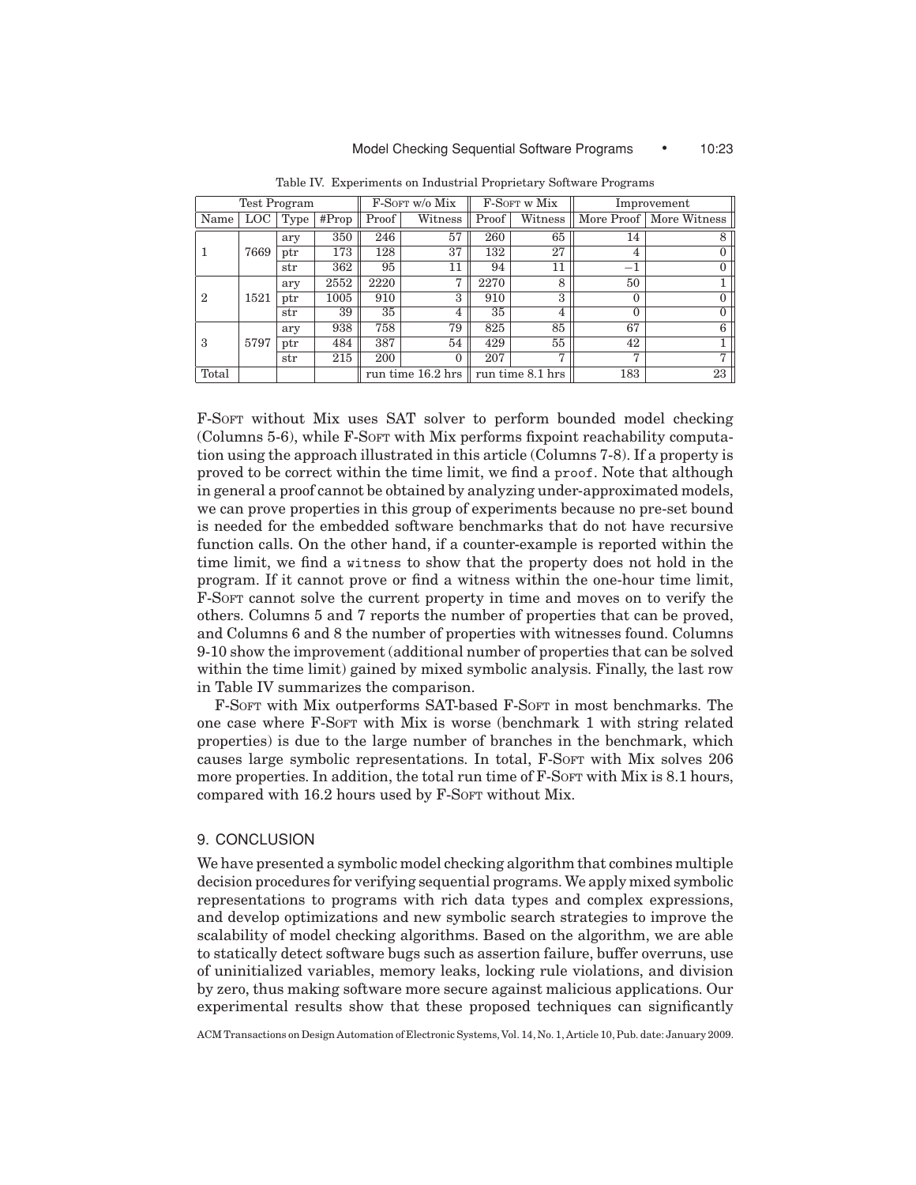Table IV. Experiments on Industrial Proprietary Software Programs

| Test Program | | | | F-Soft w/o Mix | | F-Soft w Mix | | Improvement | |
|---|---|---|---|---|---|---|---|---|---|
| Name | LOC | Type | #Prop | Proof | Witness | Proof | Witness | More Proof | More Witness |
| 1 | 7669 | ary | 350 | 246 | 57 | 260 | 65 | 14 | 8 |
| | | ptr | 173 | 128 | 37 | 132 | 27 | 4 | 0 |
| | | str | 362 | 95 | 11 | 94 | 11 | −1 | 0 |
| 2 | 1521 | ary | 2552 | 2220 | 7 | 2270 | 8 | 50 | 1 |
| | | ptr | 1005 | 910 | 3 | 910 | 3 | 0 | 0 |
| | | str | 39 | 35 | 4 | 35 | 4 | 0 | 0 |
| 3 | 5797 | ary | 938 | 758 | 79 | 825 | 85 | 67 | 6 |
| | | ptr | 484 | 387 | 54 | 429 | 55 | 42 | 1 |
| | | str | 215 | 200 | 0 | 207 | 7 | 7 | 7 |
| Total | | | | run time 16.2 hrs | | run time 8.1 hrs | | 183 | 23 |

F-Soft without Mix uses SAT solver to perform bounded model checking (Columns 5-6), while F-Soft with Mix performs fixpoint reachability computation using the approach illustrated in this article (Columns 7-8). If a property is proved to be correct within the time limit, we find a `proof`. Note that although in general a proof cannot be obtained by analyzing under-approximated models, we can prove properties in this group of experiments because no pre-set bound is needed for the embedded software benchmarks that do not have recursive function calls. On the other hand, if a counter-example is reported within the time limit, we find a `witness` to show that the property does not hold in the program. If it cannot prove or find a witness within the one-hour time limit, F-Soft cannot solve the current property in time and moves on to verify the others. Columns 5 and 7 reports the number of properties that can be proved, and Columns 6 and 8 the number of properties with witnesses found. Columns 9-10 show the improvement (additional number of properties that can be solved within the time limit) gained by mixed symbolic analysis. Finally, the last row in Table IV summarizes the comparison.

F-Soft with Mix outperforms SAT-based F-Soft in most benchmarks. The one case where F-Soft with Mix is worse (benchmark 1 with string related properties) is due to the large number of branches in the benchmark, which causes large symbolic representations. In total, F-Soft with Mix solves 206 more properties. In addition, the total run time of F-Soft with Mix is 8.1 hours, compared with 16.2 hours used by F-Soft without Mix.

## 9. CONCLUSION

We have presented a symbolic model checking algorithm that combines multiple decision procedures for verifying sequential programs. We apply mixed symbolic representations to programs with rich data types and complex expressions, and develop optimizations and new symbolic search strategies to improve the scalability of model checking algorithms. Based on the algorithm, we are able to statically detect software bugs such as assertion failure, buffer overruns, use of uninitialized variables, memory leaks, locking rule violations, and division by zero, thus making software more secure against malicious applications. Our experimental results show that these proposed techniques can significantly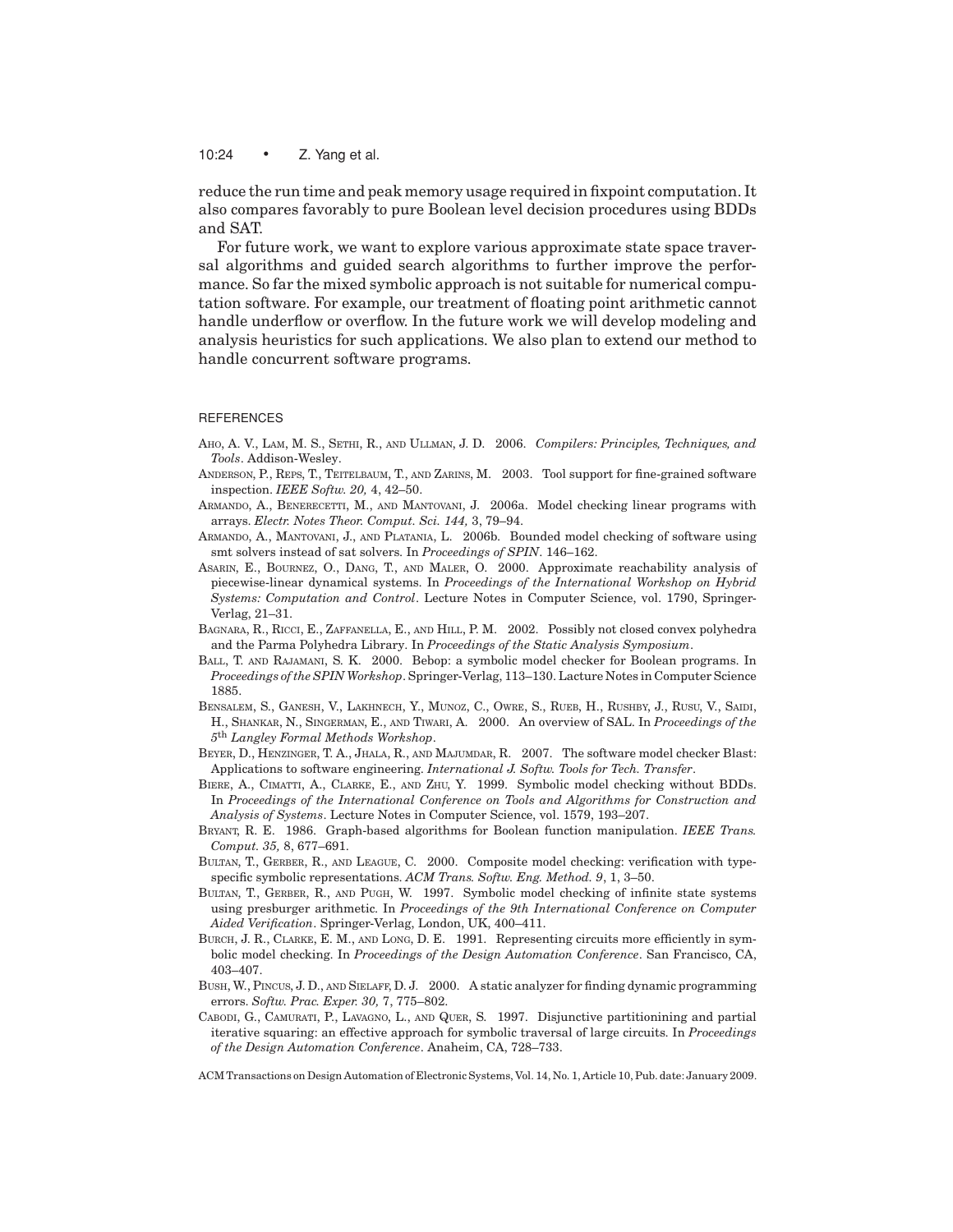reduce the run time and peak memory usage required in fixpoint computation. It also compares favorably to pure Boolean level decision procedures using BDDs and SAT.

For future work, we want to explore various approximate state space traversal algorithms and guided search algorithms to further improve the performance. So far the mixed symbolic approach is not suitable for numerical computation software. For example, our treatment of floating point arithmetic cannot handle underflow or overflow. In the future work we will develop modeling and analysis heuristics for such applications. We also plan to extend our method to handle concurrent software programs.

## REFERENCES

Aho, A. V., Lam, M. S., Sethi, R., and Ullman, J. D. 2006. *Compilers: Principles, Techniques, and Tools*. Addison-Wesley.

Anderson, P., Reps, T., Teitelbaum, T., and Zarins, M. 2003. Tool support for fine-grained software inspection. *IEEE Softw. 20,* 4, 42–50.

Armando, A., Benerecetti, M., and Mantovani, J. 2006a. Model checking linear programs with arrays. *Electr. Notes Theor. Comput. Sci. 144,* 3, 79–94.

Armando, A., Mantovani, J., and Platania, L. 2006b. Bounded model checking of software using smt solvers instead of sat solvers. In *Proceedings of SPIN*. 146–162.

Asarin, E., Bournez, O., Dang, T., and Maler, O. 2000. Approximate reachability analysis of piecewise-linear dynamical systems. In *Proceedings of the International Workshop on Hybrid Systems: Computation and Control*. Lecture Notes in Computer Science, vol. 1790, Springer-Verlag, 21–31.

Bagnara, R., Ricci, E., Zaffanella, E., and Hill, P. M. 2002. Possibly not closed convex polyhedra and the Parma Polyhedra Library. In *Proceedings of the Static Analysis Symposium*.

Ball, T. and Rajamani, S. K. 2000. Bebop: a symbolic model checker for Boolean programs. In *Proceedings of the SPIN Workshop*. Springer-Verlag, 113–130. Lacture Notes in Computer Science 1885.

Bensalem, S., Ganesh, V., Lakhnech, Y., Munoz, C., Owre, S., Rueb, H., Rushby, J., Rusu, V., Saidi, H., Shankar, N., Singerman, E., and Tiwari, A. 2000. An overview of SAL. In *Proceedings of the 5th Langley Formal Methods Workshop*.

Beyer, D., Henzinger, T. A., Jhala, R., and Majumdar, R. 2007. The software model checker Blast: Applications to software engineering. *International J. Softw. Tools for Tech. Transfer*.

Biere, A., Cimatti, A., Clarke, E., and Zhu, Y. 1999. Symbolic model checking without BDDs. In *Proceedings of the International Conference on Tools and Algorithms for Construction and Analysis of Systems*. Lecture Notes in Computer Science, vol. 1579, 193–207.

Bryant, R. E. 1986. Graph-based algorithms for Boolean function manipulation. *IEEE Trans. Comput. 35,* 8, 677–691.

Bultan, T., Gerber, R., and League, C. 2000. Composite model checking: verification with type-specific symbolic representations. *ACM Trans. Softw. Eng. Method. 9*, 1, 3–50.

Bultan, T., Gerber, R., and Pugh, W. 1997. Symbolic model checking of infinite state systems using presburger arithmetic. In *Proceedings of the 9th International Conference on Computer Aided Verification*. Springer-Verlag, London, UK, 400–411.

Burch, J. R., Clarke, E. M., and Long, D. E. 1991. Representing circuits more efficiently in symbolic model checking. In *Proceedings of the Design Automation Conference*. San Francisco, CA, 403–407.

Bush, W., Pincus, J. D., and Sielaff, D. J. 2000. A static analyzer for finding dynamic programming errors. *Softw. Prac. Exper. 30,* 7, 775–802.

Cabodi, G., Camurati, P., Lavagno, L., and Quer, S. 1997. Disjunctive partitionining and partial iterative squaring: an effective approach for symbolic traversal of large circuits. In *Proceedings of the Design Automation Conference*. Anaheim, CA, 728–733.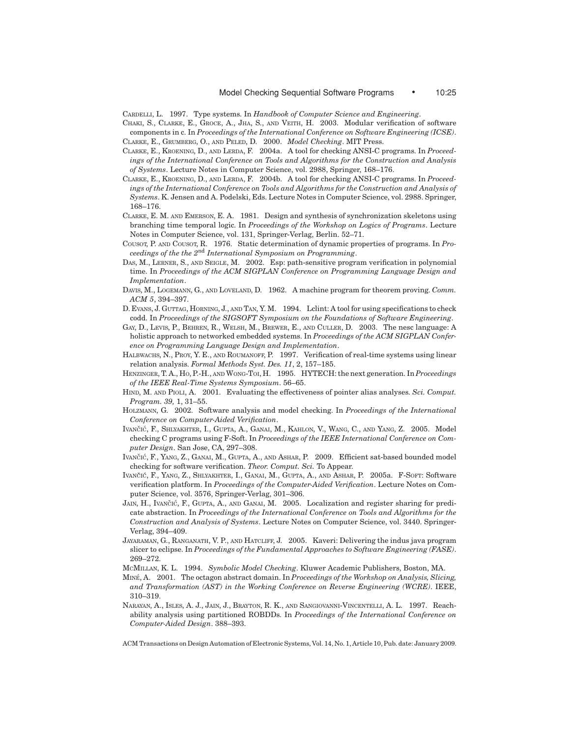CARDELLI, L. 1997. Type systems. In *Handbook of Computer Science and Engineering*.

CHAKI, S., CLARKE, E., GROCE, A., JHA, S., AND VEITH, H. 2003. Modular verification of software components in c. In *Proceedings of the International Conference on Software Engineering (ICSE)*.

CLARKE, E., GRUMBERG, O., AND PELED, D. 2000. *Model Checking*. MIT Press.

CLARKE, E., KROENING, D., AND LERDA, F. 2004a. A tool for checking ANSI-C programs. In *Proceedings of the International Conference on Tools and Algorithms for the Construction and Analysis of Systems*. Lecture Notes in Computer Science, vol. 2988, Springer, 168–176.

CLARKE, E., KROENING, D., AND LERDA, F. 2004b. A tool for checking ANSI-C programs. In *Proceedings of the International Conference on Tools and Algorithms for the Construction and Analysis of Systems*. K. Jensen and A. Podelski, Eds. Lecture Notes in Computer Science, vol. 2988. Springer, 168–176.

CLARKE, E. M. AND EMERSON, E. A. 1981. Design and synthesis of synchronization skeletons using branching time temporal logic. In *Proceedings of the Workshop on Logics of Programs*. Lecture Notes in Computer Science, vol. 131, Springer-Verlag, Berlin. 52–71.

COUSOT, P. AND COUSOT, R. 1976. Static determination of dynamic properties of programs. In *Proceedings of the the 2nd International Symposium on Programming*.

DAS, M., LERNER, S., AND SEIGLE, M. 2002. Esp: path-sensitive program verification in polynomial time. In *Proceedings of the ACM SIGPLAN Conference on Programming Language Design and Implementation*.

DAVIS, M., LOGEMANN, G., AND LOVELAND, D. 1962. A machine program for theorem proving. *Comm. ACM 5*, 394–397.

D. EVANS, J. GUTTAG, HORNING, J., AND TAN, Y. M. 1994. Lclint: A tool for using specifications to check codd. In *Proceedings of the SIGSOFT Symposium on the Foundations of Software Engineering*.

GAY, D., LEVIS, P., BEHREN, R., WELSH, M., BREWER, E., AND CULLER, D. 2003. The nesc language: A holistic approach to networked embedded systems. In *Proceedings of the ACM SIGPLAN Conference on Programming Language Design and Implementation*.

HALBWACHS, N., PROY, Y. E., AND ROUMANOFF, P. 1997. Verification of real-time systems using linear relation analysis. *Formal Methods Syst. Des. 11*, 2, 157–185.

HENZINGER, T. A., HO, P.-H., AND WONG-TOI, H. 1995. HYTECH: the next generation. In *Proceedings of the IEEE Real-Time Systems Symposium*. 56–65.

HIND, M. AND PIOLI, A. 2001. Evaluating the effectiveness of pointer alias analyses. *Sci. Comput. Program. 39,* 1, 31–55.

HOLZMANN, G. 2002. Software analysis and model checking. In *Proceedings of the International Conference on Computer-Aided Verification*.

IVANČIĆ, F., SHLYAKHTER, I., GUPTA, A., GANAI, M., KAHLON, V., WANG, C., AND YANG, Z. 2005. Model checking C programs using F-Soft. In *Proceedings of the IEEE International Conference on Computer Design*. San Jose, CA, 297–308.

IVANČIĆ, F., YANG, Z., GANAI, M., GUPTA, A., AND ASHAR, P. 2009. Efficient sat-based bounded model checking for software verification. *Theor. Comput. Sci.* To Appear.

IVANČIĆ, F., YANG, Z., SHLYAKHTER, I., GANAI, M., GUPTA, A., AND ASHAR, P. 2005a. F-SOFT: Software verification platform. In *Proceedings of the Computer-Aided Verification*. Lecture Notes on Computer Science, vol. 3576, Springer-Verlag, 301–306.

JAIN, H., IVANČIĆ, F., GUPTA, A., AND GANAI, M. 2005. Localization and register sharing for predicate abstraction. In *Proceedings of the International Conference on Tools and Algorithms for the Construction and Analysis of Systems*. Lecture Notes on Computer Science, vol. 3440. Springer-Verlag, 394–409.

JAYARAMAN, G., RANGANATH, V. P., AND HATCLIFF, J. 2005. Kaveri: Delivering the indus java program slicer to eclipse. In *Proceedings of the Fundamental Approaches to Software Engineering (FASE)*. 269–272.

MCMILLAN, K. L. 1994. *Symbolic Model Checking*. Kluwer Academic Publishers, Boston, MA.

MINÉ, A. 2001. The octagon abstract domain. In *Proceedings of the Workshop on Analysis, Slicing, and Transformation (AST) in the Working Conference on Reverse Engineering (WCRE)*. IEEE, 310–319.

NARAYAN, A., ISLES, A. J., JAIN, J., BRAYTON, R. K., AND SANGIOVANNI-VINCENTELLI, A. L. 1997. Reachability analysis using partitioned ROBDDs. In *Proceedings of the International Conference on Computer-Aided Design*. 388–393.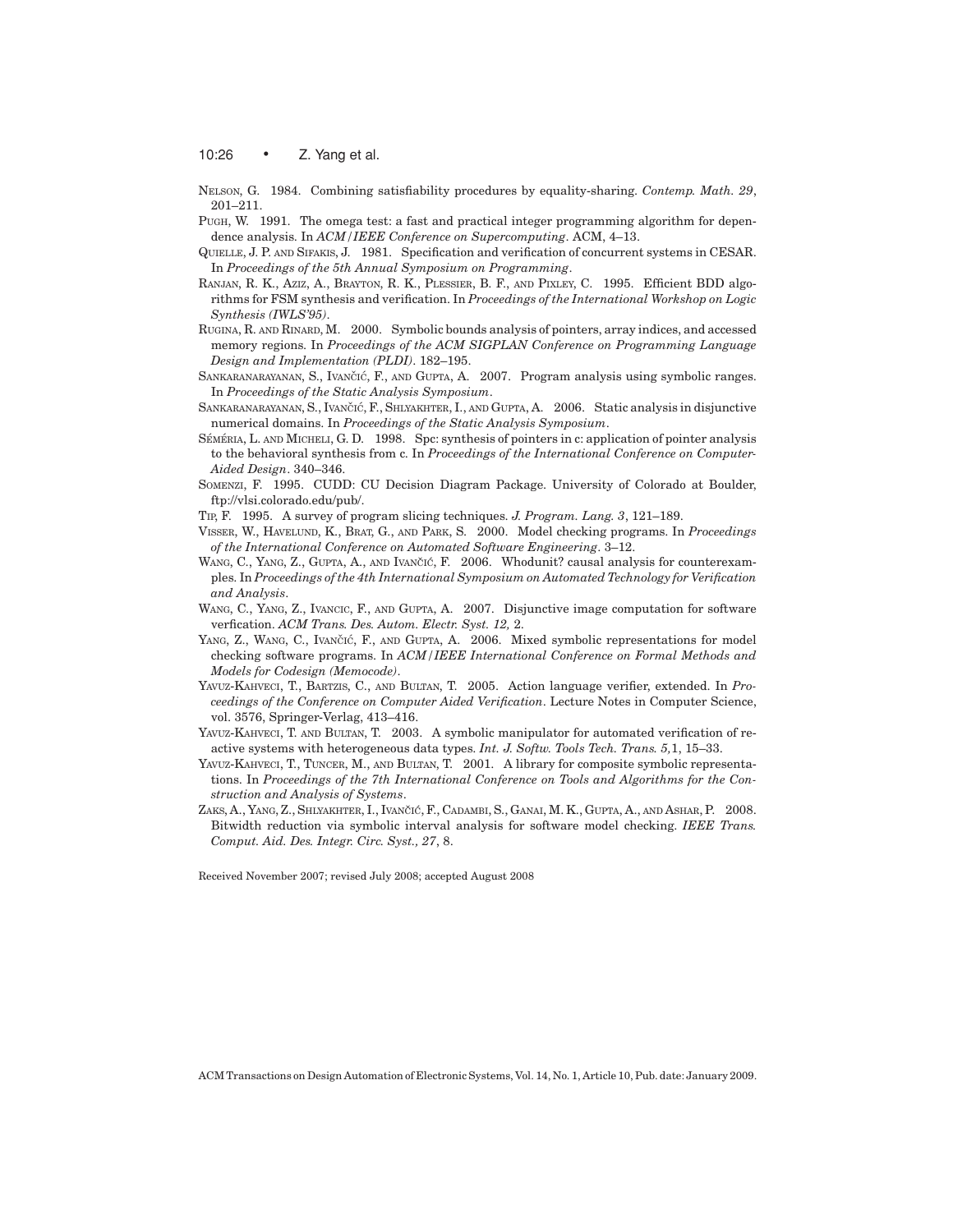NELSON, G. 1984. Combining satisfiability procedures by equality-sharing. *Contemp. Math. 29*, 201–211.

PUGH, W. 1991. The omega test: a fast and practical integer programming algorithm for dependence analysis. In *ACM/IEEE Conference on Supercomputing*. ACM, 4–13.

QUIELLE, J. P. AND SIFAKIS, J. 1981. Specification and verification of concurrent systems in CESAR. In *Proceedings of the 5th Annual Symposium on Programming*.

RANJAN, R. K., AZIZ, A., BRAYTON, R. K., PLESSIER, B. F., AND PIXLEY, C. 1995. Efficient BDD algorithms for FSM synthesis and verification. In *Proceedings of the International Workshop on Logic Synthesis (IWLS'95)*.

RUGINA, R. AND RINARD, M. 2000. Symbolic bounds analysis of pointers, array indices, and accessed memory regions. In *Proceedings of the ACM SIGPLAN Conference on Programming Language Design and Implementation (PLDI)*. 182–195.

SANKARANARAYANAN, S., IVANČIĆ, F., AND GUPTA, A. 2007. Program analysis using symbolic ranges. In *Proceedings of the Static Analysis Symposium*.

SANKARANARAYANAN, S., IVANČIĆ, F., SHLYAKHTER, I., AND GUPTA, A. 2006. Static analysis in disjunctive numerical domains. In *Proceedings of the Static Analysis Symposium*.

SÉMÉRIA, L. AND MICHELI, G. D. 1998. Spc: synthesis of pointers in c: application of pointer analysis to the behavioral synthesis from c. In *Proceedings of the International Conference on Computer-Aided Design*. 340–346.

SOMENZI, F. 1995. CUDD: CU Decision Diagram Package. University of Colorado at Boulder, ftp://vlsi.colorado.edu/pub/.

TIP, F. 1995. A survey of program slicing techniques. *J. Program. Lang. 3*, 121–189.

VISSER, W., HAVELUND, K., BRAT, G., AND PARK, S. 2000. Model checking programs. In *Proceedings of the International Conference on Automated Software Engineering*. 3–12.

WANG, C., YANG, Z., GUPTA, A., AND IVANČIĆ, F. 2006. Whodunit? causal analysis for counterexamples. In *Proceedings of the 4th International Symposium on Automated Technology for Verification and Analysis*.

WANG, C., YANG, Z., IVANCIC, F., AND GUPTA, A. 2007. Disjunctive image computation for software verfication. *ACM Trans. Des. Autom. Electr. Syst. 12,* 2.

YANG, Z., WANG, C., IVANČIĆ, F., AND GUPTA, A. 2006. Mixed symbolic representations for model checking software programs. In *ACM/IEEE International Conference on Formal Methods and Models for Codesign (Memocode)*.

YAVUZ-KAHVECI, T., BARTZIS, C., AND BULTAN, T. 2005. Action language verifier, extended. In *Proceedings of the Conference on Computer Aided Verification*. Lecture Notes in Computer Science, vol. 3576, Springer-Verlag, 413–416.

YAVUZ-KAHVECI, T. AND BULTAN, T. 2003. A symbolic manipulator for automated verification of reactive systems with heterogeneous data types. *Int. J. Softw. Tools Tech. Trans. 5,*1, 15–33.

YAVUZ-KAHVECI, T., TUNCER, M., AND BULTAN, T. 2001. A library for composite symbolic representations. In *Proceedings of the 7th International Conference on Tools and Algorithms for the Construction and Analysis of Systems*.

ZAKS, A., YANG, Z., SHLYAKHTER, I., IVANČIĆ, F., CADAMBI, S., GANAI, M. K., GUPTA, A., AND ASHAR, P. 2008. Bitwidth reduction via symbolic interval analysis for software model checking. *IEEE Trans. Comput. Aid. Des. Integr. Circ. Syst., 27*, 8.

Received November 2007; revised July 2008; accepted August 2008